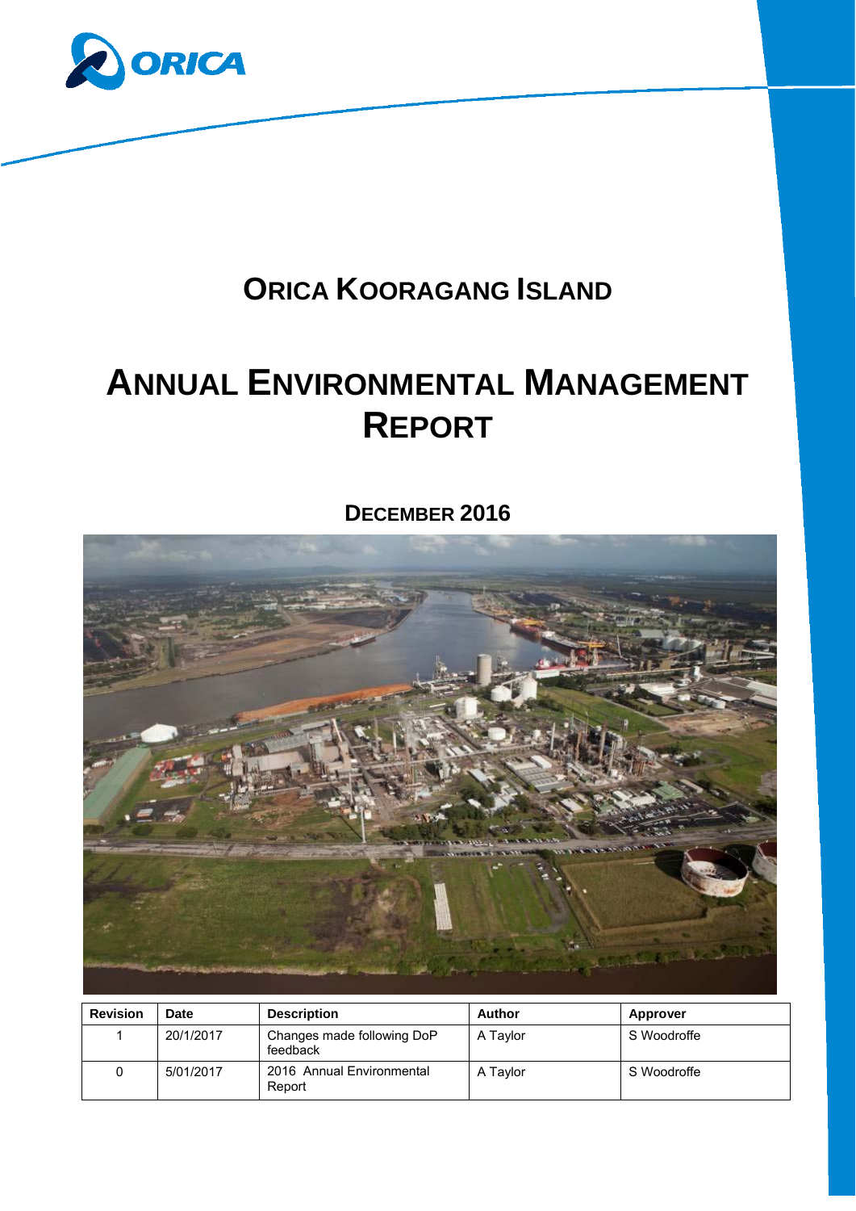# ORICA KOORAGANG ISLAND

# ANNUAL ENVIRONMENTAL MANAGEMENT REPORT

## DECEMBER 2016

| Revision | Date | Description | Author | Approver |
|---|---|---|---|---|
| 1 | 20/1/2017 | Changes made following DoP feedback | A Taylor | S Woodroffe |
| 0 | 5/01/2017 | 2016 Annual Environmental Report | A Taylor | S Woodroffe |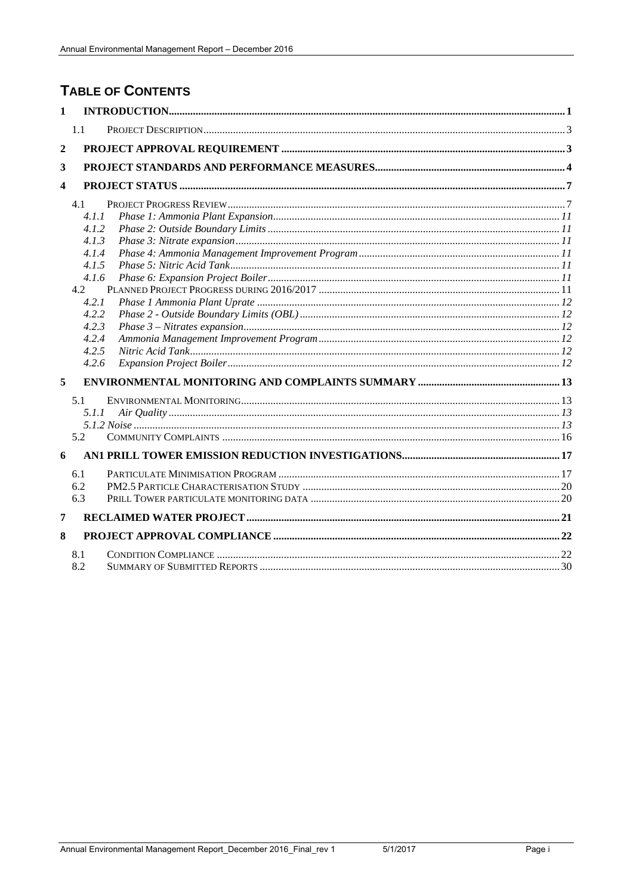# TABLE OF CONTENTS

1 INTRODUCTION .......... 1
  1.1 PROJECT DESCRIPTION .......... 3
2 PROJECT APPROVAL REQUIREMENT .......... 3
3 PROJECT STANDARDS AND PERFORMANCE MEASURES .......... 4
4 PROJECT STATUS .......... 7
  4.1 PROJECT PROGRESS REVIEW .......... 7
    4.1.1 *Phase 1: Ammonia Plant Expansion* .......... 11
    4.1.2 *Phase 2: Outside Boundary Limits* .......... 11
    4.1.3 *Phase 3: Nitrate expansion* .......... 11
    4.1.4 *Phase 4: Ammonia Management Improvement Program* .......... 11
    4.1.5 *Phase 5: Nitric Acid Tank* .......... 11
    4.1.6 *Phase 6: Expansion Project Boiler* .......... 11
  4.2 PLANNED PROJECT PROGRESS DURING 2016/2017 .......... 11
    4.2.1 *Phase 1 Ammonia Plant Uprate* .......... 12
    4.2.2 *Phase 2 - Outside Boundary Limits (OBL)* .......... 12
    4.2.3 *Phase 3 – Nitrates expansion* .......... 12
    4.2.4 *Ammonia Management Improvement Program* .......... 12
    4.2.5 *Nitric Acid Tank* .......... 12
    4.2.6 *Expansion Project Boiler* .......... 12
5 ENVIRONMENTAL MONITORING AND COMPLAINTS SUMMARY .......... 13
  5.1 ENVIRONMENTAL MONITORING .......... 13
    5.1.1 *Air Quality* .......... 13
    *5.1.2 Noise* .......... 13
  5.2 COMMUNITY COMPLAINTS .......... 16
6 AN1 PRILL TOWER EMISSION REDUCTION INVESTIGATIONS .......... 17
  6.1 PARTICULATE MINIMISATION PROGRAM .......... 17
  6.2 PM2.5 PARTICLE CHARACTERISATION STUDY .......... 20
  6.3 PRILL TOWER PARTICULATE MONITORING DATA .......... 20
7 RECLAIMED WATER PROJECT .......... 21
8 PROJECT APPROVAL COMPLIANCE .......... 22
  8.1 CONDITION COMPLIANCE .......... 22
  8.2 SUMMARY OF SUBMITTED REPORTS .......... 30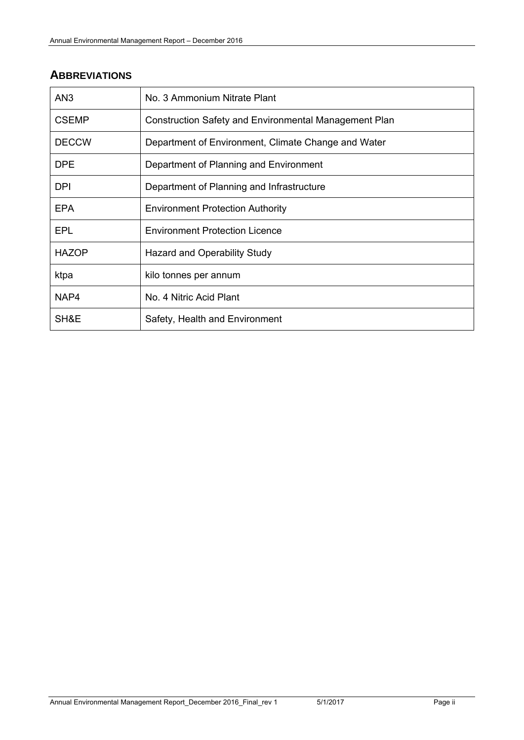## ABBREVIATIONS

| | |
|---|---|
| AN3 | No. 3 Ammonium Nitrate Plant |
| CSEMP | Construction Safety and Environmental Management Plan |
| DECCW | Department of Environment, Climate Change and Water |
| DPE | Department of Planning and Environment |
| DPI | Department of Planning and Infrastructure |
| EPA | Environment Protection Authority |
| EPL | Environment Protection Licence |
| HAZOP | Hazard and Operability Study |
| ktpa | kilo tonnes per annum |
| NAP4 | No. 4 Nitric Acid Plant |
| SH&E | Safety, Health and Environment |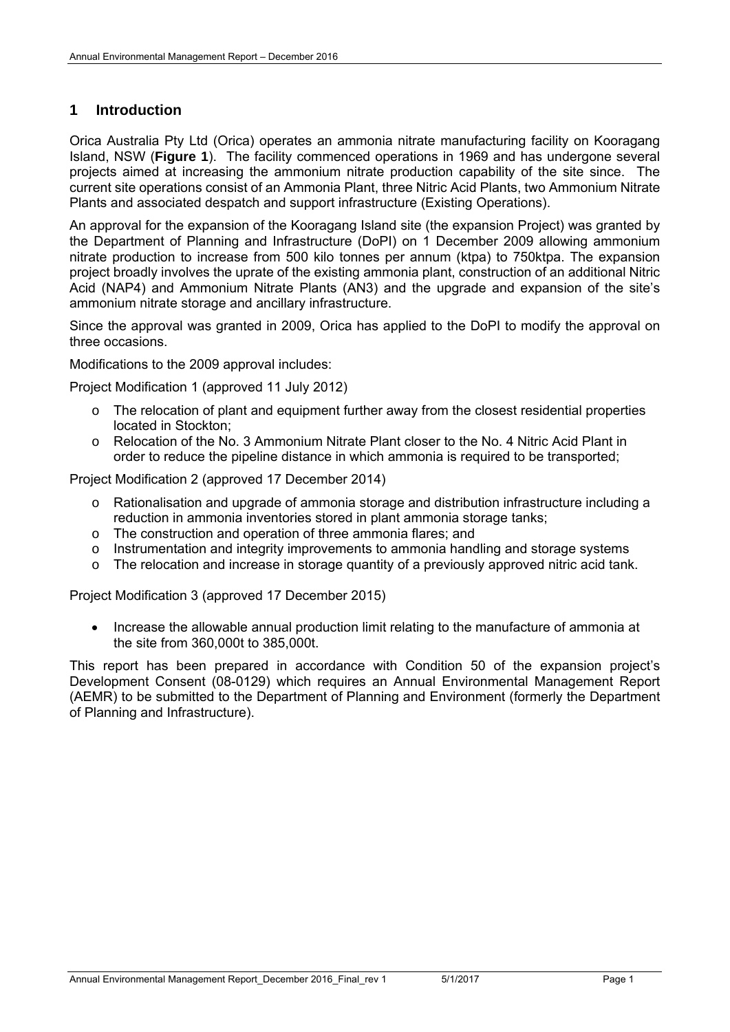# 1 Introduction

Orica Australia Pty Ltd (Orica) operates an ammonia nitrate manufacturing facility on Kooragang Island, NSW (**Figure 1**). The facility commenced operations in 1969 and has undergone several projects aimed at increasing the ammonium nitrate production capability of the site since. The current site operations consist of an Ammonia Plant, three Nitric Acid Plants, two Ammonium Nitrate Plants and associated despatch and support infrastructure (Existing Operations).

An approval for the expansion of the Kooragang Island site (the expansion Project) was granted by the Department of Planning and Infrastructure (DoPI) on 1 December 2009 allowing ammonium nitrate production to increase from 500 kilo tonnes per annum (ktpa) to 750ktpa. The expansion project broadly involves the uprate of the existing ammonia plant, construction of an additional Nitric Acid (NAP4) and Ammonium Nitrate Plants (AN3) and the upgrade and expansion of the site's ammonium nitrate storage and ancillary infrastructure.

Since the approval was granted in 2009, Orica has applied to the DoPI to modify the approval on three occasions.

Modifications to the 2009 approval includes:

Project Modification 1 (approved 11 July 2012)

- The relocation of plant and equipment further away from the closest residential properties located in Stockton;
- Relocation of the No. 3 Ammonium Nitrate Plant closer to the No. 4 Nitric Acid Plant in order to reduce the pipeline distance in which ammonia is required to be transported;

Project Modification 2 (approved 17 December 2014)

- Rationalisation and upgrade of ammonia storage and distribution infrastructure including a reduction in ammonia inventories stored in plant ammonia storage tanks;
- The construction and operation of three ammonia flares; and
- Instrumentation and integrity improvements to ammonia handling and storage systems
- The relocation and increase in storage quantity of a previously approved nitric acid tank.

Project Modification 3 (approved 17 December 2015)

- Increase the allowable annual production limit relating to the manufacture of ammonia at the site from 360,000t to 385,000t.

This report has been prepared in accordance with Condition 50 of the expansion project's Development Consent (08-0129) which requires an Annual Environmental Management Report (AEMR) to be submitted to the Department of Planning and Environment (formerly the Department of Planning and Infrastructure).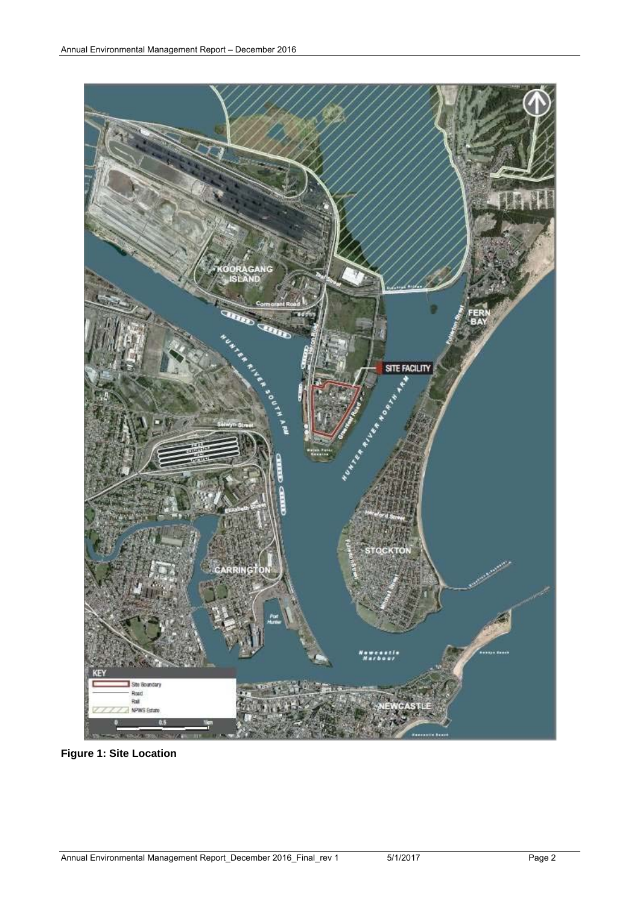**Figure 1: Site Location**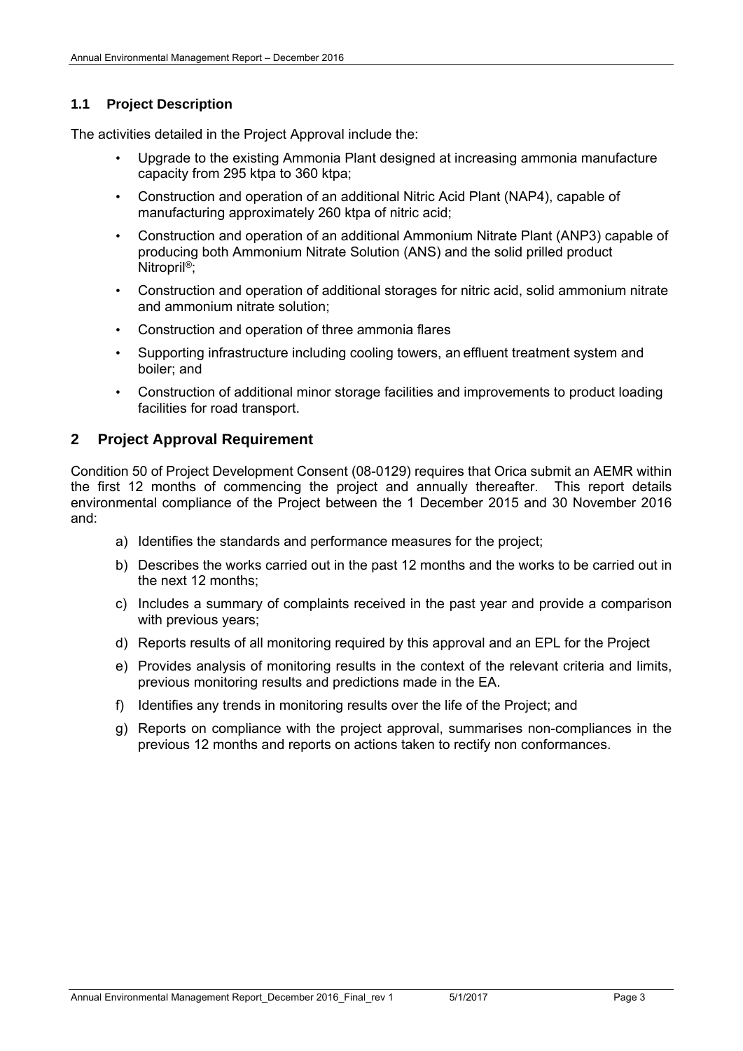### 1.1 Project Description

The activities detailed in the Project Approval include the:

- Upgrade to the existing Ammonia Plant designed at increasing ammonia manufacture capacity from 295 ktpa to 360 ktpa;
- Construction and operation of an additional Nitric Acid Plant (NAP4), capable of manufacturing approximately 260 ktpa of nitric acid;
- Construction and operation of an additional Ammonium Nitrate Plant (ANP3) capable of producing both Ammonium Nitrate Solution (ANS) and the solid prilled product Nitropril®;
- Construction and operation of additional storages for nitric acid, solid ammonium nitrate and ammonium nitrate solution;
- Construction and operation of three ammonia flares
- Supporting infrastructure including cooling towers, an effluent treatment system and boiler; and
- Construction of additional minor storage facilities and improvements to product loading facilities for road transport.

## 2 Project Approval Requirement

Condition 50 of Project Development Consent (08-0129) requires that Orica submit an AEMR within the first 12 months of commencing the project and annually thereafter. This report details environmental compliance of the Project between the 1 December 2015 and 30 November 2016 and:

a) Identifies the standards and performance measures for the project;

b) Describes the works carried out in the past 12 months and the works to be carried out in the next 12 months;

c) Includes a summary of complaints received in the past year and provide a comparison with previous years;

d) Reports results of all monitoring required by this approval and an EPL for the Project

e) Provides analysis of monitoring results in the context of the relevant criteria and limits, previous monitoring results and predictions made in the EA.

f) Identifies any trends in monitoring results over the life of the Project; and

g) Reports on compliance with the project approval, summarises non-compliances in the previous 12 months and reports on actions taken to rectify non conformances.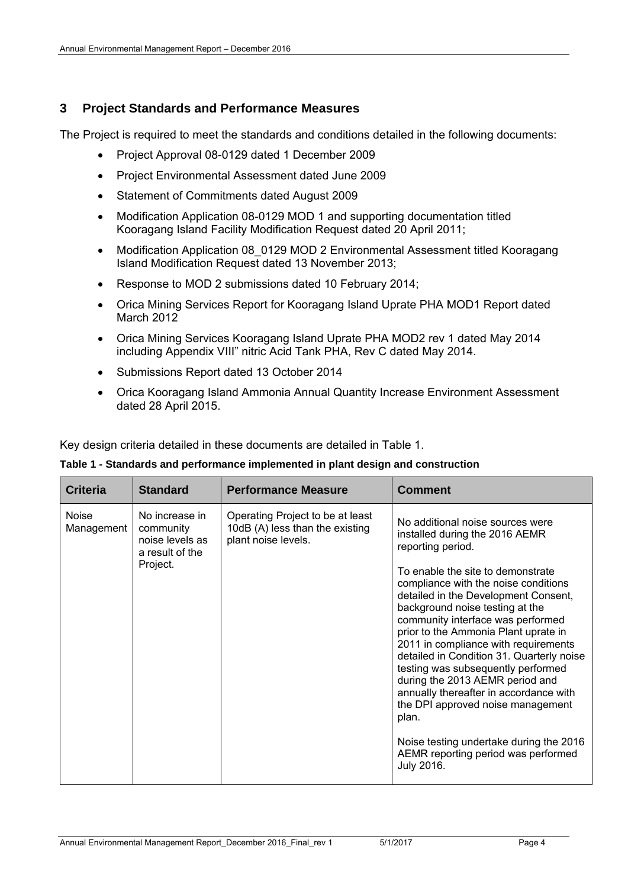## 3 Project Standards and Performance Measures

The Project is required to meet the standards and conditions detailed in the following documents:

- Project Approval 08-0129 dated 1 December 2009
- Project Environmental Assessment dated June 2009
- Statement of Commitments dated August 2009
- Modification Application 08-0129 MOD 1 and supporting documentation titled Kooragang Island Facility Modification Request dated 20 April 2011;
- Modification Application 08_0129 MOD 2 Environmental Assessment titled Kooragang Island Modification Request dated 13 November 2013;
- Response to MOD 2 submissions dated 10 February 2014;
- Orica Mining Services Report for Kooragang Island Uprate PHA MOD1 Report dated March 2012
- Orica Mining Services Kooragang Island Uprate PHA MOD2 rev 1 dated May 2014 including Appendix VIII" nitric Acid Tank PHA, Rev C dated May 2014.
- Submissions Report dated 13 October 2014
- Orica Kooragang Island Ammonia Annual Quantity Increase Environment Assessment dated 28 April 2015.

Key design criteria detailed in these documents are detailed in Table 1.

**Table 1 - Standards and performance implemented in plant design and construction**

| Criteria | Standard | Performance Measure | Comment |
|---|---|---|---|
| Noise Management | No increase in community noise levels as a result of the Project. | Operating Project to be at least 10dB (A) less than the existing plant noise levels. | No additional noise sources were installed during the 2016 AEMR reporting period.<br><br>To enable the site to demonstrate compliance with the noise conditions detailed in the Development Consent, background noise testing at the community interface was performed prior to the Ammonia Plant uprate in 2011 in compliance with requirements detailed in Condition 31. Quarterly noise testing was subsequently performed during the 2013 AEMR period and annually thereafter in accordance with the DPI approved noise management plan.<br><br>Noise testing undertake during the 2016 AEMR reporting period was performed July 2016. |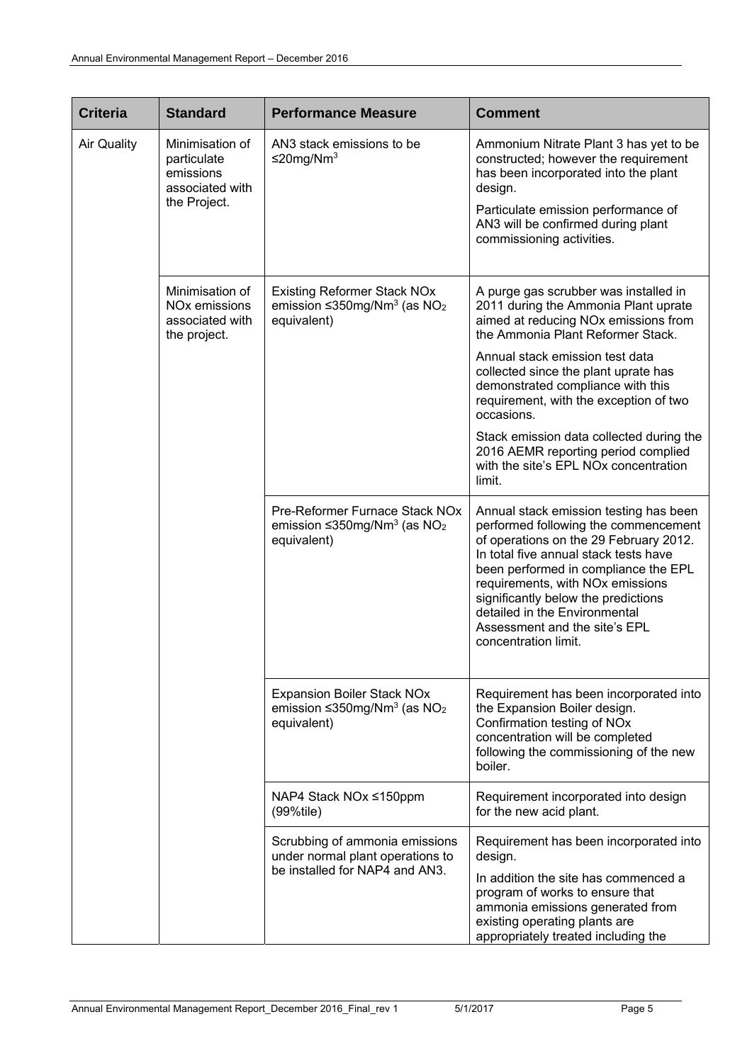| Criteria | Standard | Performance Measure | Comment |
|---|---|---|---|
| Air Quality | Minimisation of particulate emissions associated with the Project. | AN3 stack emissions to be ≤20mg/Nm$^3$ | Ammonium Nitrate Plant 3 has yet to be constructed; however the requirement has been incorporated into the plant design.<br><br>Particulate emission performance of AN3 will be confirmed during plant commissioning activities. |
| | Minimisation of NOx emissions associated with the project. | Existing Reformer Stack NOx emission ≤350mg/Nm$^3$ (as $NO_2$ equivalent) | A purge gas scrubber was installed in 2011 during the Ammonia Plant uprate aimed at reducing NOx emissions from the Ammonia Plant Reformer Stack.<br><br>Annual stack emission test data collected since the plant uprate has demonstrated compliance with this requirement, with the exception of two occasions.<br><br>Stack emission data collected during the 2016 AEMR reporting period complied with the site's EPL NOx concentration limit. |
| | | Pre-Reformer Furnace Stack NOx emission ≤350mg/Nm$^3$ (as $NO_2$ equivalent) | Annual stack emission testing has been performed following the commencement of operations on the 29 February 2012. In total five annual stack tests have been performed in compliance the EPL requirements, with NOx emissions significantly below the predictions detailed in the Environmental Assessment and the site's EPL concentration limit. |
| | | Expansion Boiler Stack NOx emission ≤350mg/Nm$^3$ (as $NO_2$ equivalent) | Requirement has been incorporated into the Expansion Boiler design. Confirmation testing of NOx concentration will be completed following the commissioning of the new boiler. |
| | | NAP4 Stack NOx ≤150ppm (99%tile) | Requirement incorporated into design for the new acid plant. |
| | | Scrubbing of ammonia emissions under normal plant operations to be installed for NAP4 and AN3. | Requirement has been incorporated into design.<br><br>In addition the site has commenced a program of works to ensure that ammonia emissions generated from existing operating plants are appropriately treated including the |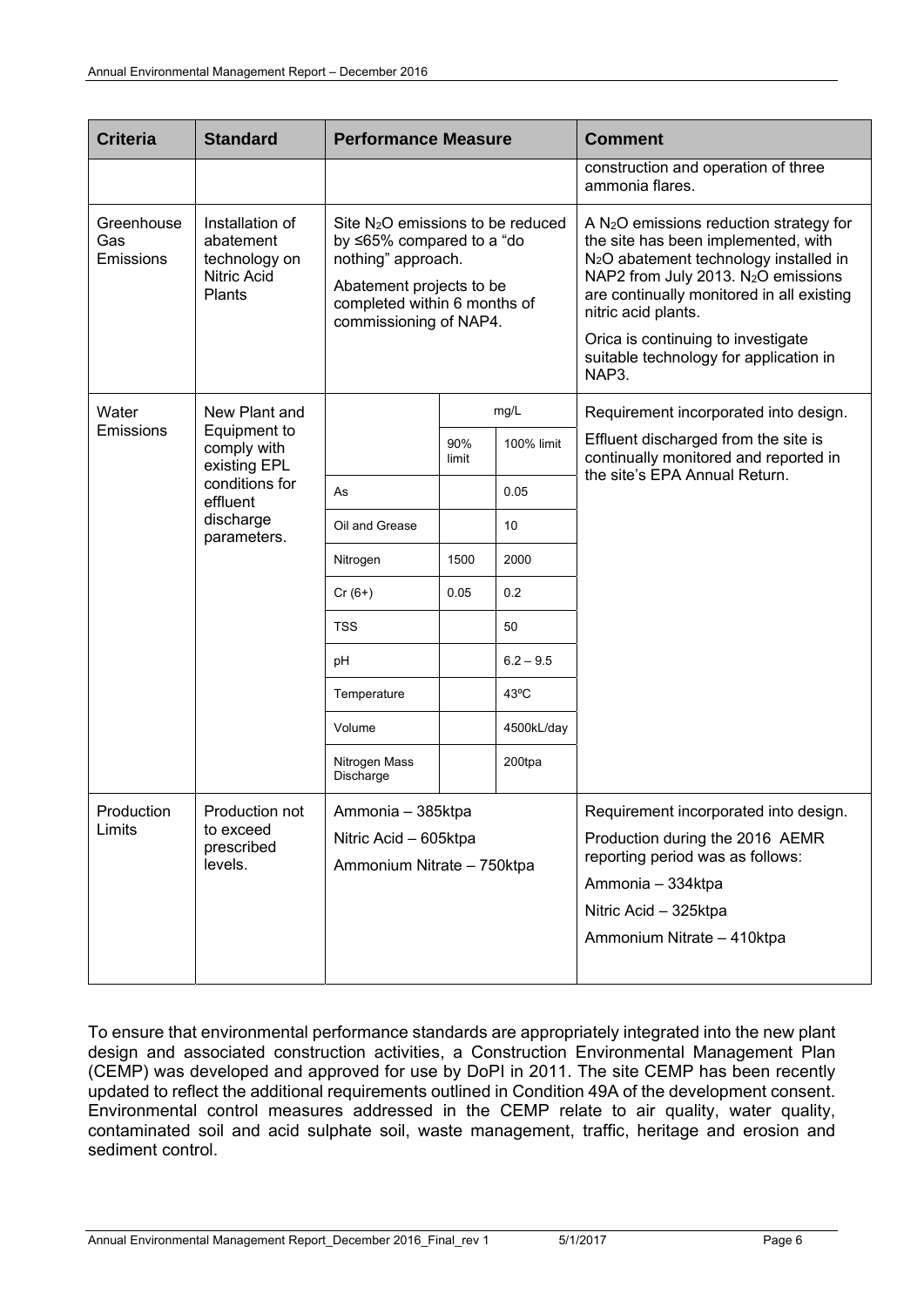| Criteria | Standard | Performance Measure | | | Comment |
|---|---|---|---|---|---|
| | | | | | construction and operation of three ammonia flares. |
| Greenhouse Gas Emissions | Installation of abatement technology on Nitric Acid Plants | Site $N_2O$ emissions to be reduced by ≤65% compared to a "do nothing" approach. Abatement projects to be completed within 6 months of commissioning of NAP4. | | | A $N_2O$ emissions reduction strategy for the site has been implemented, with $N_2O$ abatement technology installed in NAP2 from July 2013. $N_2O$ emissions are continually monitored in all existing nitric acid plants. Orica is continuing to investigate suitable technology for application in NAP3. |
| Water Emissions | New Plant and Equipment to comply with existing EPL conditions for effluent discharge parameters. | | mg/L | | Requirement incorporated into design. Effluent discharged from the site is continually monitored and reported in the site's EPA Annual Return. |
| | | | 90% limit | 100% limit | |
| | | As | | 0.05 | |
| | | Oil and Grease | | 10 | |
| | | Nitrogen | 1500 | 2000 | |
| | | Cr (6+) | 0.05 | 0.2 | |
| | | TSS | | 50 | |
| | | pH | | 6.2 – 9.5 | |
| | | Temperature | | 43ºC | |
| | | Volume | | 4500kL/day | |
| | | Nitrogen Mass Discharge | | 200tpa | |
| Production Limits | Production not to exceed prescribed levels. | Ammonia – 385ktpa<br>Nitric Acid – 605ktpa<br>Ammonium Nitrate – 750ktpa | | | Requirement incorporated into design.<br>Production during the 2016 AEMR reporting period was as follows:<br>Ammonia – 334ktpa<br>Nitric Acid – 325ktpa<br>Ammonium Nitrate – 410ktpa |

To ensure that environmental performance standards are appropriately integrated into the new plant design and associated construction activities, a Construction Environmental Management Plan (CEMP) was developed and approved for use by DoPI in 2011. The site CEMP has been recently updated to reflect the additional requirements outlined in Condition 49A of the development consent. Environmental control measures addressed in the CEMP relate to air quality, water quality, contaminated soil and acid sulphate soil, waste management, traffic, heritage and erosion and sediment control.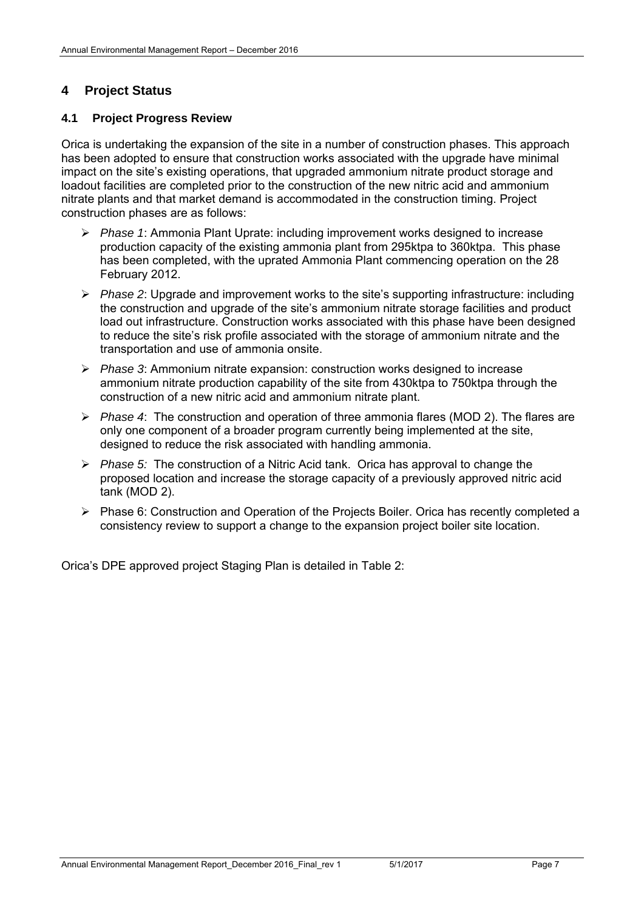# 4 Project Status

## 4.1 Project Progress Review

Orica is undertaking the expansion of the site in a number of construction phases. This approach has been adopted to ensure that construction works associated with the upgrade have minimal impact on the site's existing operations, that upgraded ammonium nitrate product storage and loadout facilities are completed prior to the construction of the new nitric acid and ammonium nitrate plants and that market demand is accommodated in the construction timing. Project construction phases are as follows:

- *Phase 1*: Ammonia Plant Uprate: including improvement works designed to increase production capacity of the existing ammonia plant from 295ktpa to 360ktpa. This phase has been completed, with the uprated Ammonia Plant commencing operation on the 28 February 2012.
- *Phase 2*: Upgrade and improvement works to the site's supporting infrastructure: including the construction and upgrade of the site's ammonium nitrate storage facilities and product load out infrastructure. Construction works associated with this phase have been designed to reduce the site's risk profile associated with the storage of ammonium nitrate and the transportation and use of ammonia onsite.
- *Phase 3*: Ammonium nitrate expansion: construction works designed to increase ammonium nitrate production capability of the site from 430ktpa to 750ktpa through the construction of a new nitric acid and ammonium nitrate plant.
- *Phase 4*: The construction and operation of three ammonia flares (MOD 2). The flares are only one component of a broader program currently being implemented at the site, designed to reduce the risk associated with handling ammonia.
- *Phase 5:* The construction of a Nitric Acid tank. Orica has approval to change the proposed location and increase the storage capacity of a previously approved nitric acid tank (MOD 2).
- Phase 6: Construction and Operation of the Projects Boiler. Orica has recently completed a consistency review to support a change to the expansion project boiler site location.

Orica's DPE approved project Staging Plan is detailed in Table 2: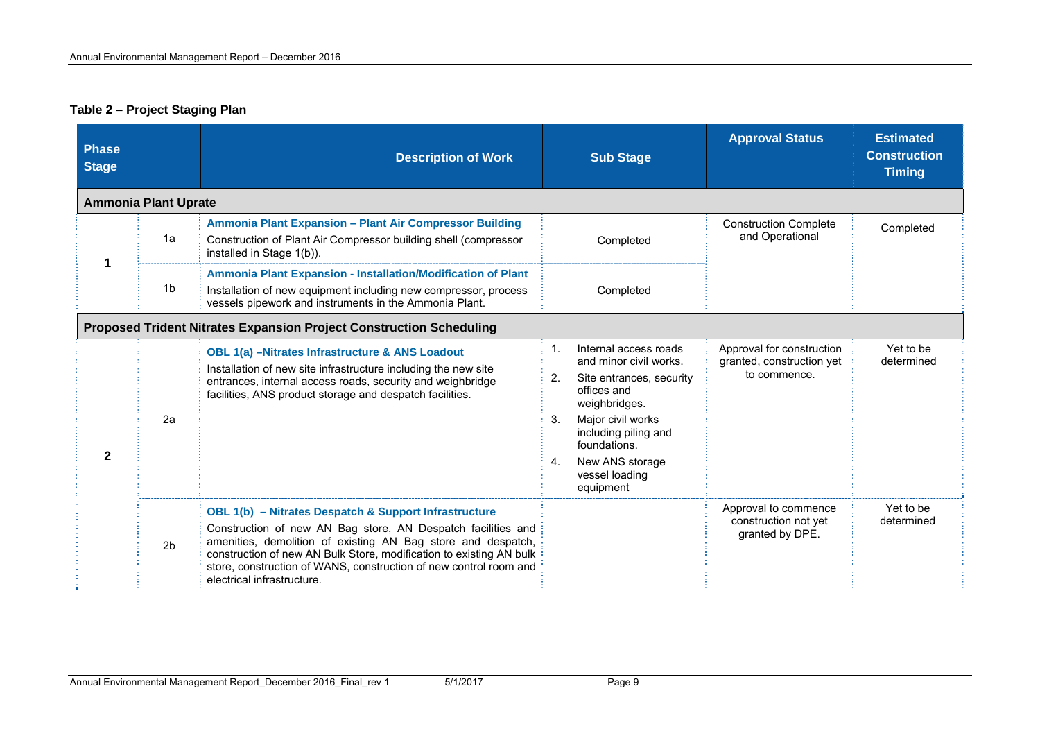**Table 2 – Project Staging Plan**

| Phase Stage | | Description of Work | Sub Stage | Approval Status | Estimated Construction Timing |
|---|---|---|---|---|---|
| **Ammonia Plant Uprate** | | | | | |
| 1 | 1a | **Ammonia Plant Expansion – Plant Air Compressor Building** Construction of Plant Air Compressor building shell (compressor installed in Stage 1(b)). | Completed | Construction Complete and Operational | Completed |
| | 1b | **Ammonia Plant Expansion - Installation/Modification of Plant** Installation of new equipment including new compressor, process vessels pipework and instruments in the Ammonia Plant. | Completed | | |
| **Proposed Trident Nitrates Expansion Project Construction Scheduling** | | | | | |
| 2 | 2a | **OBL 1(a) –Nitrates Infrastructure & ANS Loadout** Installation of new site infrastructure including the new site entrances, internal access roads, security and weighbridge facilities, ANS product storage and despatch facilities. | 1. Internal access roads and minor civil works. 2. Site entrances, security offices and weighbridges. 3. Major civil works including piling and foundations. 4. New ANS storage vessel loading equipment | Approval for construction granted, construction yet to commence. | Yet to be determined |
| | 2b | **OBL 1(b) – Nitrates Despatch & Support Infrastructure** Construction of new AN Bag store, AN Despatch facilities and amenities, demolition of existing AN Bag store and despatch, construction of new AN Bulk Store, modification to existing AN bulk store, construction of WANS, construction of new control room and electrical infrastructure. | | Approval to commence construction not yet granted by DPE. | Yet to be determined |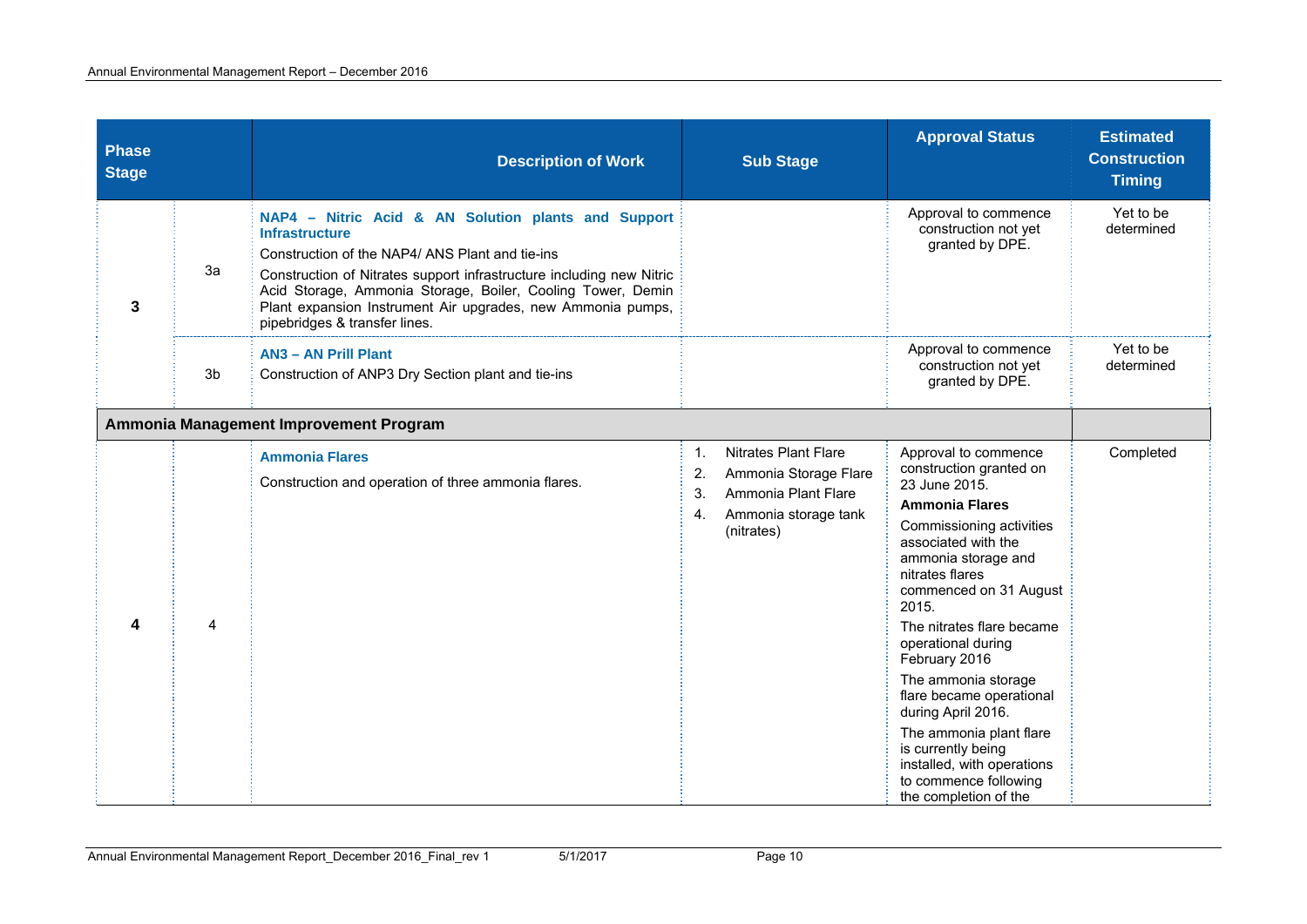| Phase Stage | | Description of Work | Sub Stage | Approval Status | Estimated Construction Timing |
|---|---|---|---|---|---|
| 3 | 3a | **NAP4 – Nitric Acid & AN Solution plants and Support Infrastructure**<br>Construction of the NAP4/ ANS Plant and tie-ins<br>Construction of Nitrates support infrastructure including new Nitric Acid Storage, Ammonia Storage, Boiler, Cooling Tower, Demin Plant expansion Instrument Air upgrades, new Ammonia pumps, pipebridges & transfer lines. | | Approval to commence construction not yet granted by DPE. | Yet to be determined |
| | 3b | **AN3 – AN Prill Plant**<br>Construction of ANP3 Dry Section plant and tie-ins | | Approval to commence construction not yet granted by DPE. | Yet to be determined |
| **Ammonia Management Improvement Program** | | | | | |
| 4 | 4 | **Ammonia Flares**<br>Construction and operation of three ammonia flares. | 1. Nitrates Plant Flare<br>2. Ammonia Storage Flare<br>3. Ammonia Plant Flare<br>4. Ammonia storage tank (nitrates) | Approval to commence construction granted on 23 June 2015.<br>**Ammonia Flares**<br>Commissioning activities associated with the ammonia storage and nitrates flares commenced on 31 August 2015.<br>The nitrates flare became operational during February 2016<br>The ammonia storage flare became operational during April 2016.<br>The ammonia plant flare is currently being installed, with operations to commence following the completion of the | Completed |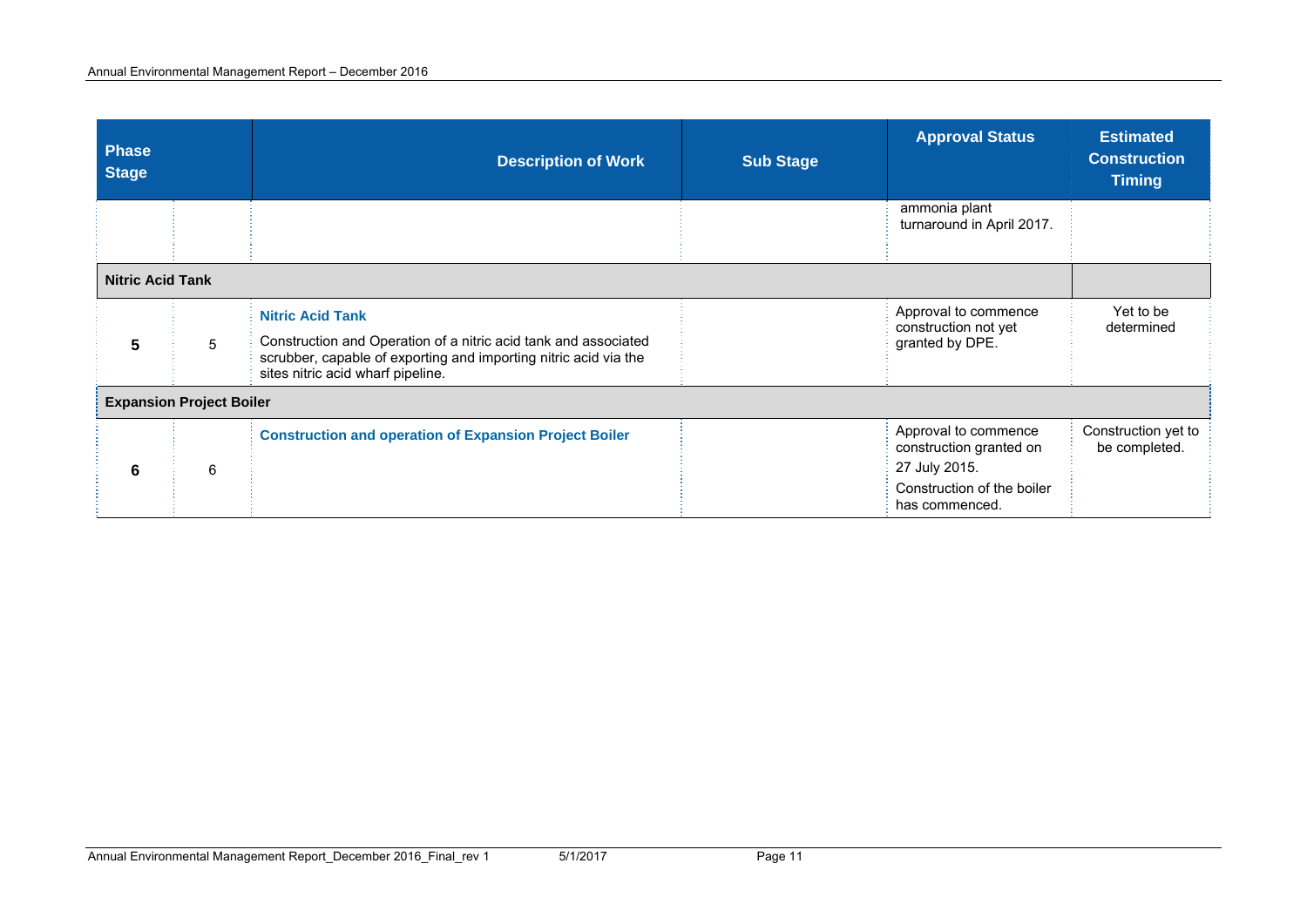| Phase Stage | | Description of Work | Sub Stage | Approval Status | Estimated Construction Timing |
|---|---|---|---|---|---|
| | | | | ammonia plant turnaround in April 2017. | |
| **Nitric Acid Tank** | | | | | |
| **5** | 5 | **Nitric Acid Tank**<br><br>Construction and Operation of a nitric acid tank and associated scrubber, capable of exporting and importing nitric acid via the sites nitric acid wharf pipeline. | | Approval to commence construction not yet granted by DPE. | Yet to be determined |
| **Expansion Project Boiler** | | | | | |
| **6** | 6 | **Construction and operation of Expansion Project Boiler** | | Approval to commence construction granted on 27 July 2015.<br><br>Construction of the boiler has commenced. | Construction yet to be completed. |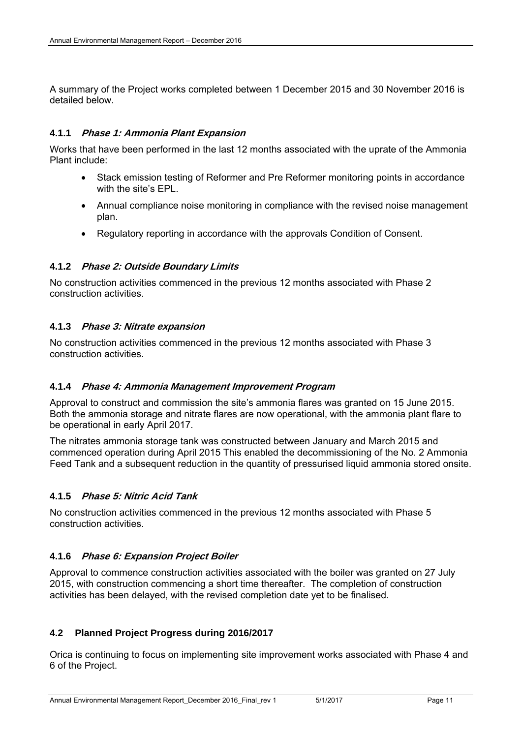A summary of the Project works completed between 1 December 2015 and 30 November 2016 is detailed below.

### 4.1.1 *Phase 1: Ammonia Plant Expansion*

Works that have been performed in the last 12 months associated with the uprate of the Ammonia Plant include:

- Stack emission testing of Reformer and Pre Reformer monitoring points in accordance with the site's EPL.
- Annual compliance noise monitoring in compliance with the revised noise management plan.
- Regulatory reporting in accordance with the approvals Condition of Consent.

### 4.1.2 *Phase 2: Outside Boundary Limits*

No construction activities commenced in the previous 12 months associated with Phase 2 construction activities.

### 4.1.3 *Phase 3: Nitrate expansion*

No construction activities commenced in the previous 12 months associated with Phase 3 construction activities.

### 4.1.4 *Phase 4: Ammonia Management Improvement Program*

Approval to construct and commission the site's ammonia flares was granted on 15 June 2015. Both the ammonia storage and nitrate flares are now operational, with the ammonia plant flare to be operational in early April 2017.

The nitrates ammonia storage tank was constructed between January and March 2015 and commenced operation during April 2015 This enabled the decommissioning of the No. 2 Ammonia Feed Tank and a subsequent reduction in the quantity of pressurised liquid ammonia stored onsite.

### 4.1.5 *Phase 5: Nitric Acid Tank*

No construction activities commenced in the previous 12 months associated with Phase 5 construction activities.

### 4.1.6 *Phase 6: Expansion Project Boiler*

Approval to commence construction activities associated with the boiler was granted on 27 July 2015, with construction commencing a short time thereafter. The completion of construction activities has been delayed, with the revised completion date yet to be finalised.

## 4.2 Planned Project Progress during 2016/2017

Orica is continuing to focus on implementing site improvement works associated with Phase 4 and 6 of the Project.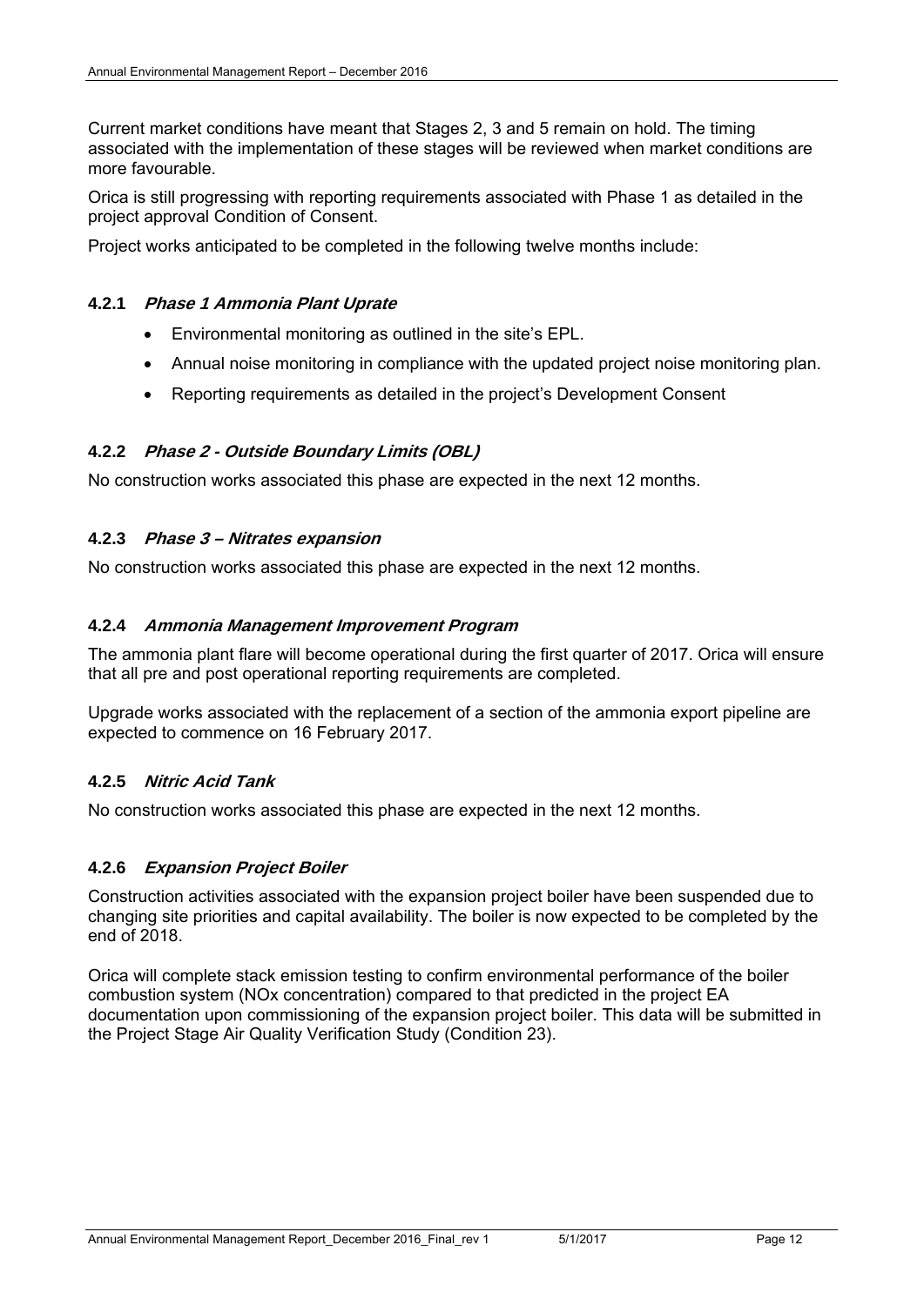Current market conditions have meant that Stages 2, 3 and 5 remain on hold. The timing associated with the implementation of these stages will be reviewed when market conditions are more favourable.

Orica is still progressing with reporting requirements associated with Phase 1 as detailed in the project approval Condition of Consent.

Project works anticipated to be completed in the following twelve months include:

#### 4.2.1 *Phase 1 Ammonia Plant Uprate*

- Environmental monitoring as outlined in the site's EPL.
- Annual noise monitoring in compliance with the updated project noise monitoring plan.
- Reporting requirements as detailed in the project's Development Consent

#### 4.2.2 *Phase 2 - Outside Boundary Limits (OBL)*

No construction works associated this phase are expected in the next 12 months.

#### 4.2.3 *Phase 3 – Nitrates expansion*

No construction works associated this phase are expected in the next 12 months.

#### 4.2.4 *Ammonia Management Improvement Program*

The ammonia plant flare will become operational during the first quarter of 2017. Orica will ensure that all pre and post operational reporting requirements are completed.

Upgrade works associated with the replacement of a section of the ammonia export pipeline are expected to commence on 16 February 2017.

#### 4.2.5 *Nitric Acid Tank*

No construction works associated this phase are expected in the next 12 months.

#### 4.2.6 *Expansion Project Boiler*

Construction activities associated with the expansion project boiler have been suspended due to changing site priorities and capital availability. The boiler is now expected to be completed by the end of 2018.

Orica will complete stack emission testing to confirm environmental performance of the boiler combustion system (NOx concentration) compared to that predicted in the project EA documentation upon commissioning of the expansion project boiler. This data will be submitted in the Project Stage Air Quality Verification Study (Condition 23).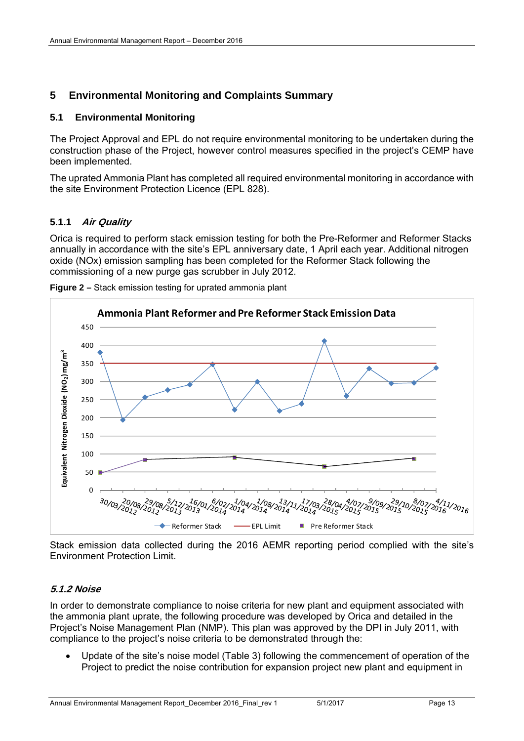# 5 Environmental Monitoring and Complaints Summary

## 5.1 Environmental Monitoring

The Project Approval and EPL do not require environmental monitoring to be undertaken during the construction phase of the Project, however control measures specified in the project's CEMP have been implemented.

The uprated Ammonia Plant has completed all required environmental monitoring in accordance with the site Environment Protection Licence (EPL 828).

### 5.1.1 *Air Quality*

Orica is required to perform stack emission testing for both the Pre-Reformer and Reformer Stacks annually in accordance with the site's EPL anniversary date, 1 April each year. Additional nitrogen oxide (NOx) emission sampling has been completed for the Reformer Stack following the commissioning of a new purge gas scrubber in July 2012.

**Figure 2 –** Stack emission testing for uprated ammonia plant

Stack emission data collected during the 2016 AEMR reporting period complied with the site's Environment Protection Limit.

### *5.1.2 Noise*

In order to demonstrate compliance to noise criteria for new plant and equipment associated with the ammonia plant uprate, the following procedure was developed by Orica and detailed in the Project's Noise Management Plan (NMP). This plan was approved by the DPI in July 2011, with compliance to the project's noise criteria to be demonstrated through the:

- Update of the site's noise model (Table 3) following the commencement of operation of the Project to predict the noise contribution for expansion project new plant and equipment in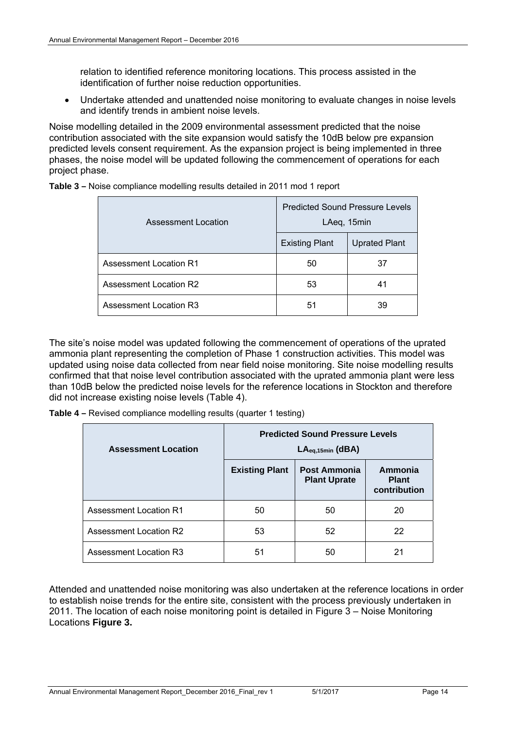relation to identified reference monitoring locations. This process assisted in the identification of further noise reduction opportunities.

- Undertake attended and unattended noise monitoring to evaluate changes in noise levels and identify trends in ambient noise levels.

Noise modelling detailed in the 2009 environmental assessment predicted that the noise contribution associated with the site expansion would satisfy the 10dB below pre expansion predicted levels consent requirement. As the expansion project is being implemented in three phases, the noise model will be updated following the commencement of operations for each project phase.

**Table 3 –** Noise compliance modelling results detailed in 2011 mod 1 report

| Assessment Location | Predicted Sound Pressure Levels LAeq, 15min | |
|---|---|---|
| | Existing Plant | Uprated Plant |
| Assessment Location R1 | 50 | 37 |
| Assessment Location R2 | 53 | 41 |
| Assessment Location R3 | 51 | 39 |

The site's noise model was updated following the commencement of operations of the uprated ammonia plant representing the completion of Phase 1 construction activities. This model was updated using noise data collected from near field noise monitoring. Site noise modelling results confirmed that that noise level contribution associated with the uprated ammonia plant were less than 10dB below the predicted noise levels for the reference locations in Stockton and therefore did not increase existing noise levels (Table 4).

**Table 4 –** Revised compliance modelling results (quarter 1 testing)

| **Assessment Location** | **Predicted Sound Pressure Levels $LA_{eq,15min}$ (dBA)** | | |
|---|---|---|---|
| | **Existing Plant** | **Post Ammonia Plant Uprate** | **Ammonia Plant contribution** |
| Assessment Location R1 | 50 | 50 | 20 |
| Assessment Location R2 | 53 | 52 | 22 |
| Assessment Location R3 | 51 | 50 | 21 |

Attended and unattended noise monitoring was also undertaken at the reference locations in order to establish noise trends for the entire site, consistent with the process previously undertaken in 2011. The location of each noise monitoring point is detailed in Figure 3 – Noise Monitoring Locations **Figure 3.**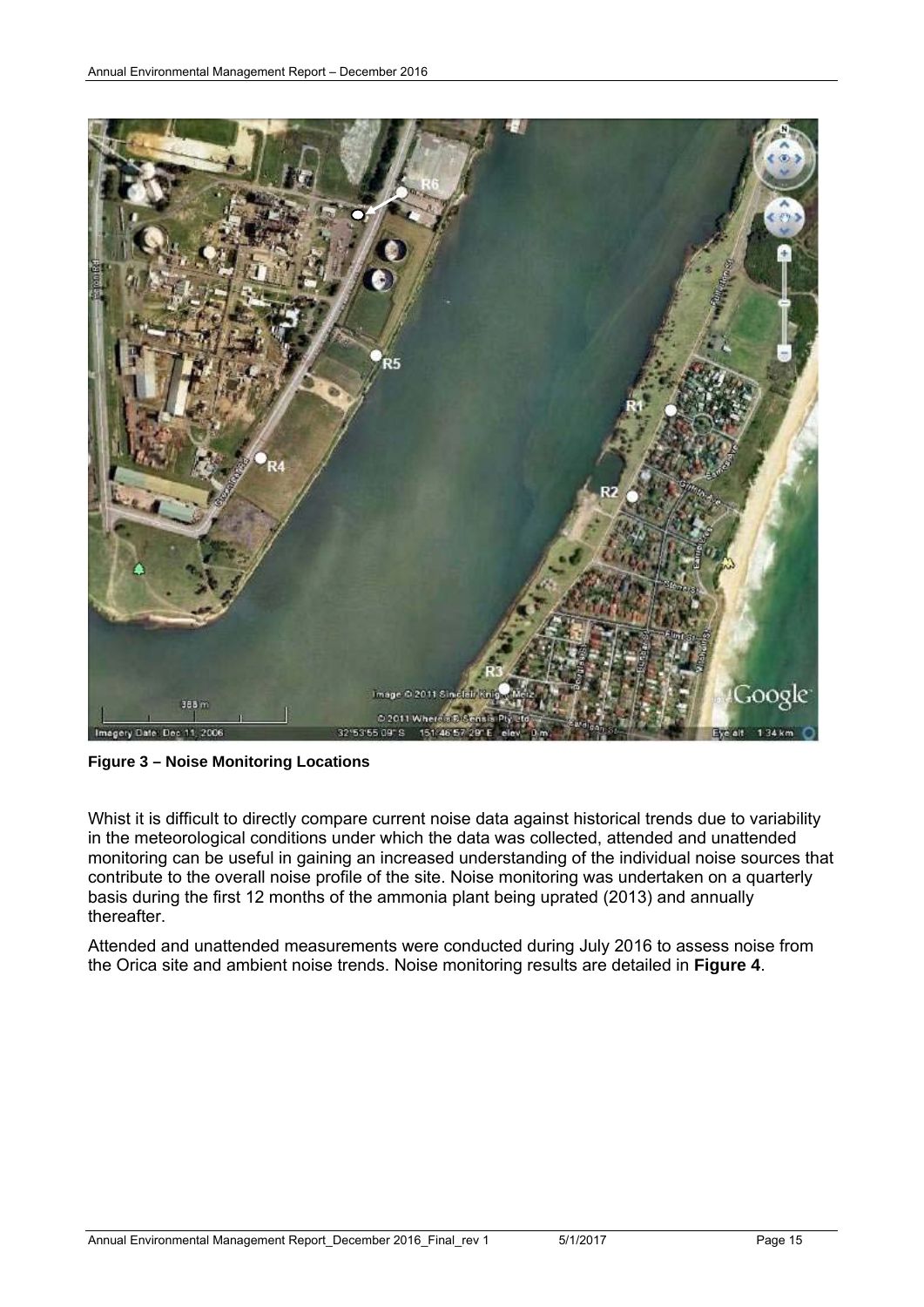**Figure 3 – Noise Monitoring Locations**

Whist it is difficult to directly compare current noise data against historical trends due to variability in the meteorological conditions under which the data was collected, attended and unattended monitoring can be useful in gaining an increased understanding of the individual noise sources that contribute to the overall noise profile of the site. Noise monitoring was undertaken on a quarterly basis during the first 12 months of the ammonia plant being uprated (2013) and annually thereafter.

Attended and unattended measurements were conducted during July 2016 to assess noise from the Orica site and ambient noise trends. Noise monitoring results are detailed in **Figure 4**.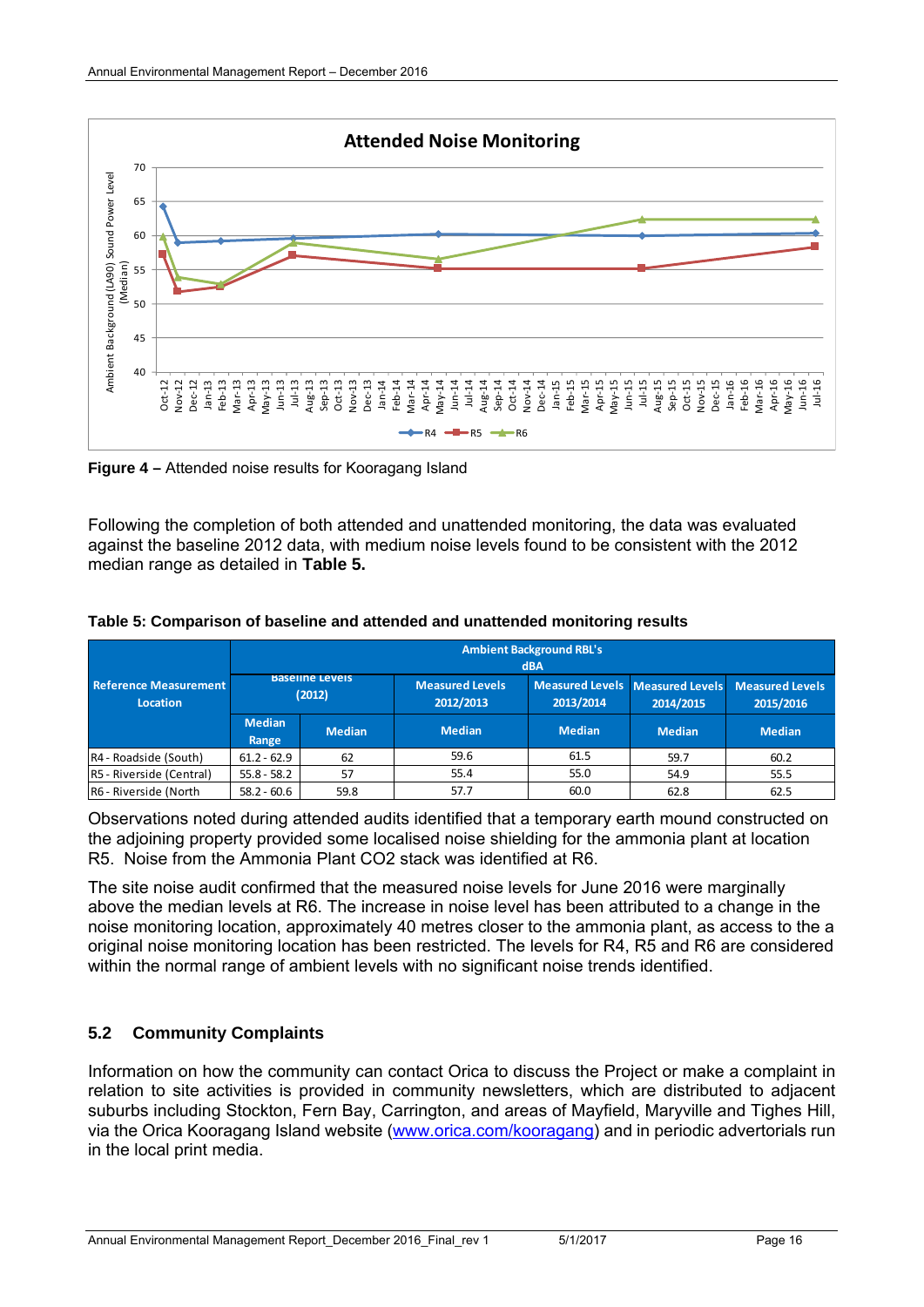**Figure 4 –** Attended noise results for Kooragang Island

Following the completion of both attended and unattended monitoring, the data was evaluated against the baseline 2012 data, with medium noise levels found to be consistent with the 2012 median range as detailed in **Table 5.**

**Table 5: Comparison of baseline and attended and unattended monitoring results**

| Reference Measurement Location | Ambient Background RBL's dBA | | | | | |
|---|---|---|---|---|---|---|
| | Baseline Levels (2012) | | Measured Levels 2012/2013 | Measured Levels 2013/2014 | Measured Levels 2014/2015 | Measured Levels 2015/2016 |
| | Median Range | Median | Median | Median | Median | Median |
| R4 - Roadside (South) | 61.2 - 62.9 | 62 | 59.6 | 61.5 | 59.7 | 60.2 |
| R5 - Riverside (Central) | 55.8 - 58.2 | 57 | 55.4 | 55.0 | 54.9 | 55.5 |
| R6 - Riverside (North | 58.2 - 60.6 | 59.8 | 57.7 | 60.0 | 62.8 | 62.5 |

Observations noted during attended audits identified that a temporary earth mound constructed on the adjoining property provided some localised noise shielding for the ammonia plant at location R5. Noise from the Ammonia Plant $CO_2$ stack was identified at R6.

The site noise audit confirmed that the measured noise levels for June 2016 were marginally above the median levels at R6. The increase in noise level has been attributed to a change in the noise monitoring location, approximately 40 metres closer to the ammonia plant, as access to the a original noise monitoring location has been restricted. The levels for R4, R5 and R6 are considered within the normal range of ambient levels with no significant noise trends identified.

## 5.2 Community Complaints

Information on how the community can contact Orica to discuss the Project or make a complaint in relation to site activities is provided in community newsletters, which are distributed to adjacent suburbs including Stockton, Fern Bay, Carrington, and areas of Mayfield, Maryville and Tighes Hill, via the Orica Kooragang Island website (www.orica.com/kooragang) and in periodic advertorials run in the local print media.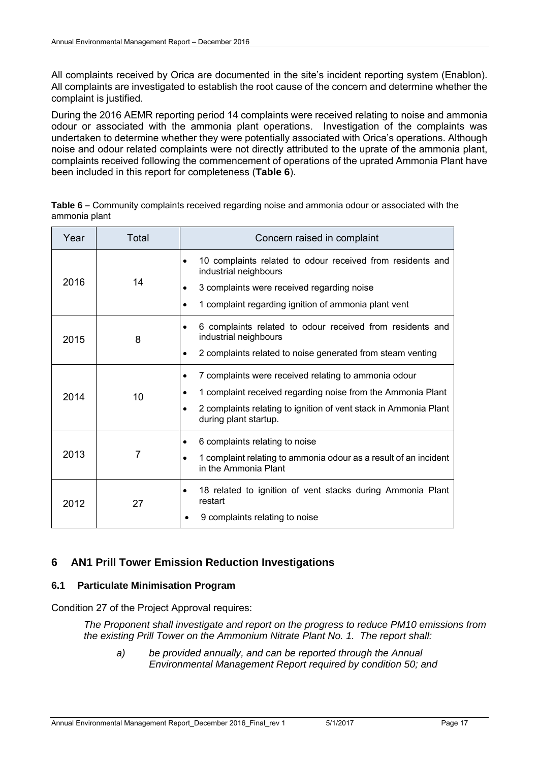All complaints received by Orica are documented in the site's incident reporting system (Enablon). All complaints are investigated to establish the root cause of the concern and determine whether the complaint is justified.

During the 2016 AEMR reporting period 14 complaints were received relating to noise and ammonia odour or associated with the ammonia plant operations. Investigation of the complaints was undertaken to determine whether they were potentially associated with Orica's operations. Although noise and odour related complaints were not directly attributed to the uprate of the ammonia plant, complaints received following the commencement of operations of the uprated Ammonia Plant have been included in this report for completeness (**Table 6**).

**Table 6 –** Community complaints received regarding noise and ammonia odour or associated with the ammonia plant

| Year | Total | Concern raised in complaint |
|---|---|---|
| 2016 | 14 | • 10 complaints related to odour received from residents and industrial neighbours<br>• 3 complaints were received regarding noise<br>• 1 complaint regarding ignition of ammonia plant vent |
| 2015 | 8 | • 6 complaints related to odour received from residents and industrial neighbours<br>• 2 complaints related to noise generated from steam venting |
| 2014 | 10 | • 7 complaints were received relating to ammonia odour<br>• 1 complaint received regarding noise from the Ammonia Plant<br>• 2 complaints relating to ignition of vent stack in Ammonia Plant during plant startup. |
| 2013 | 7 | • 6 complaints relating to noise<br>• 1 complaint relating to ammonia odour as a result of an incident in the Ammonia Plant |
| 2012 | 27 | • 18 related to ignition of vent stacks during Ammonia Plant restart<br>• 9 complaints relating to noise |

## 6 AN1 Prill Tower Emission Reduction Investigations

### 6.1 Particulate Minimisation Program

Condition 27 of the Project Approval requires:

> *The Proponent shall investigate and report on the progress to reduce PM10 emissions from the existing Prill Tower on the Ammonium Nitrate Plant No. 1. The report shall:*
>
> *a) be provided annually, and can be reported through the Annual Environmental Management Report required by condition 50; and*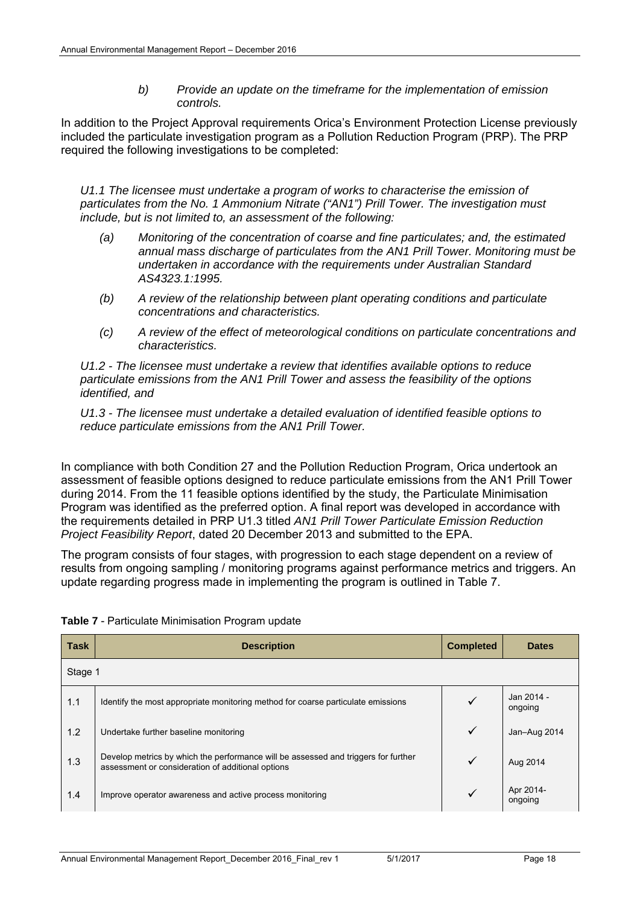> *b) Provide an update on the timeframe for the implementation of emission controls.*

In addition to the Project Approval requirements Orica's Environment Protection License previously included the particulate investigation program as a Pollution Reduction Program (PRP). The PRP required the following investigations to be completed:

*U1.1 The licensee must undertake a program of works to characterise the emission of particulates from the No. 1 Ammonium Nitrate ("AN1") Prill Tower. The investigation must include, but is not limited to, an assessment of the following:*

*(a) Monitoring of the concentration of coarse and fine particulates; and, the estimated annual mass discharge of particulates from the AN1 Prill Tower. Monitoring must be undertaken in accordance with the requirements under Australian Standard AS4323.1:1995.*

*(b) A review of the relationship between plant operating conditions and particulate concentrations and characteristics.*

*(c) A review of the effect of meteorological conditions on particulate concentrations and characteristics.*

*U1.2 - The licensee must undertake a review that identifies available options to reduce particulate emissions from the AN1 Prill Tower and assess the feasibility of the options identified, and*

*U1.3 - The licensee must undertake a detailed evaluation of identified feasible options to reduce particulate emissions from the AN1 Prill Tower.*

In compliance with both Condition 27 and the Pollution Reduction Program, Orica undertook an assessment of feasible options designed to reduce particulate emissions from the AN1 Prill Tower during 2014. From the 11 feasible options identified by the study, the Particulate Minimisation Program was identified as the preferred option. A final report was developed in accordance with the requirements detailed in PRP U1.3 titled *AN1 Prill Tower Particulate Emission Reduction Project Feasibility Report*, dated 20 December 2013 and submitted to the EPA.

The program consists of four stages, with progression to each stage dependent on a review of results from ongoing sampling / monitoring programs against performance metrics and triggers. An update regarding progress made in implementing the program is outlined in Table 7.

**Table 7** - Particulate Minimisation Program update

| Task | Description | Completed | Dates |
|---|---|---|---|
| Stage 1 | | | |
| 1.1 | Identify the most appropriate monitoring method for coarse particulate emissions | ✓ | Jan 2014 - ongoing |
| 1.2 | Undertake further baseline monitoring | ✓ | Jan–Aug 2014 |
| 1.3 | Develop metrics by which the performance will be assessed and triggers for further assessment or consideration of additional options | ✓ | Aug 2014 |
| 1.4 | Improve operator awareness and active process monitoring | ✓ | Apr 2014- ongoing |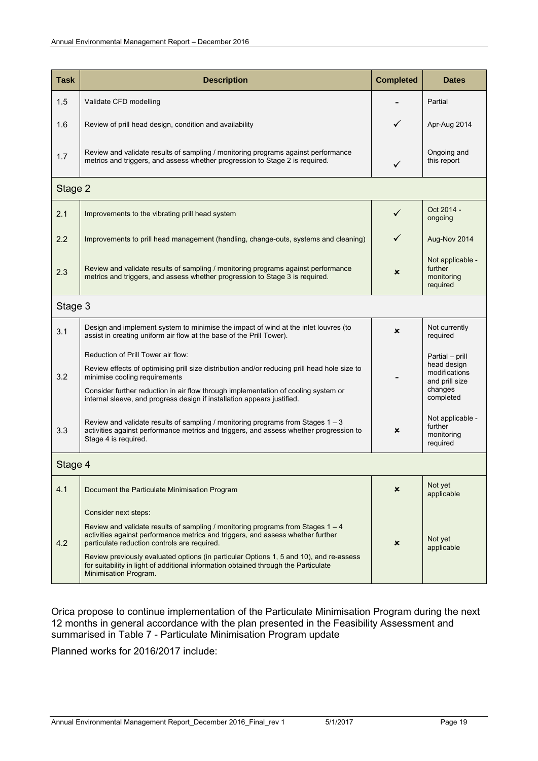| Task | Description | Completed | Dates |
|---|---|---|---|
| 1.5 | Validate CFD modelling | - | Partial |
| 1.6 | Review of prill head design, condition and availability | ✓ | Apr-Aug 2014 |
| 1.7 | Review and validate results of sampling / monitoring programs against performance metrics and triggers, and assess whether progression to Stage 2 is required. | ✓ | Ongoing and this report |
| Stage 2 | | | |
| 2.1 | Improvements to the vibrating prill head system | ✓ | Oct 2014 - ongoing |
| 2.2 | Improvements to prill head management (handling, change-outs, systems and cleaning) | ✓ | Aug-Nov 2014 |
| 2.3 | Review and validate results of sampling / monitoring programs against performance metrics and triggers, and assess whether progression to Stage 3 is required. | ✗ | Not applicable - further monitoring required |
| Stage 3 | | | |
| 3.1 | Design and implement system to minimise the impact of wind at the inlet louvres (to assist in creating uniform air flow at the base of the Prill Tower). | ✗ | Not currently required |
| 3.2 | Reduction of Prill Tower air flow:<br>Review effects of optimising prill size distribution and/or reducing prill head hole size to minimise cooling requirements<br>Consider further reduction in air flow through implementation of cooling system or internal sleeve, and progress design if installation appears justified. | - | Partial – prill head design modifications and prill size changes completed |
| 3.3 | Review and validate results of sampling / monitoring programs from Stages 1 – 3 activities against performance metrics and triggers, and assess whether progression to Stage 4 is required. | ✗ | Not applicable - further monitoring required |
| Stage 4 | | | |
| 4.1 | Document the Particulate Minimisation Program | ✗ | Not yet applicable |
| 4.2 | Consider next steps:<br>Review and validate results of sampling / monitoring programs from Stages 1 – 4 activities against performance metrics and triggers, and assess whether further particulate reduction controls are required.<br>Review previously evaluated options (in particular Options 1, 5 and 10), and re-assess for suitability in light of additional information obtained through the Particulate Minimisation Program. | ✗ | Not yet applicable |

Orica propose to continue implementation of the Particulate Minimisation Program during the next 12 months in general accordance with the plan presented in the Feasibility Assessment and summarised in Table 7 - Particulate Minimisation Program update

Planned works for 2016/2017 include: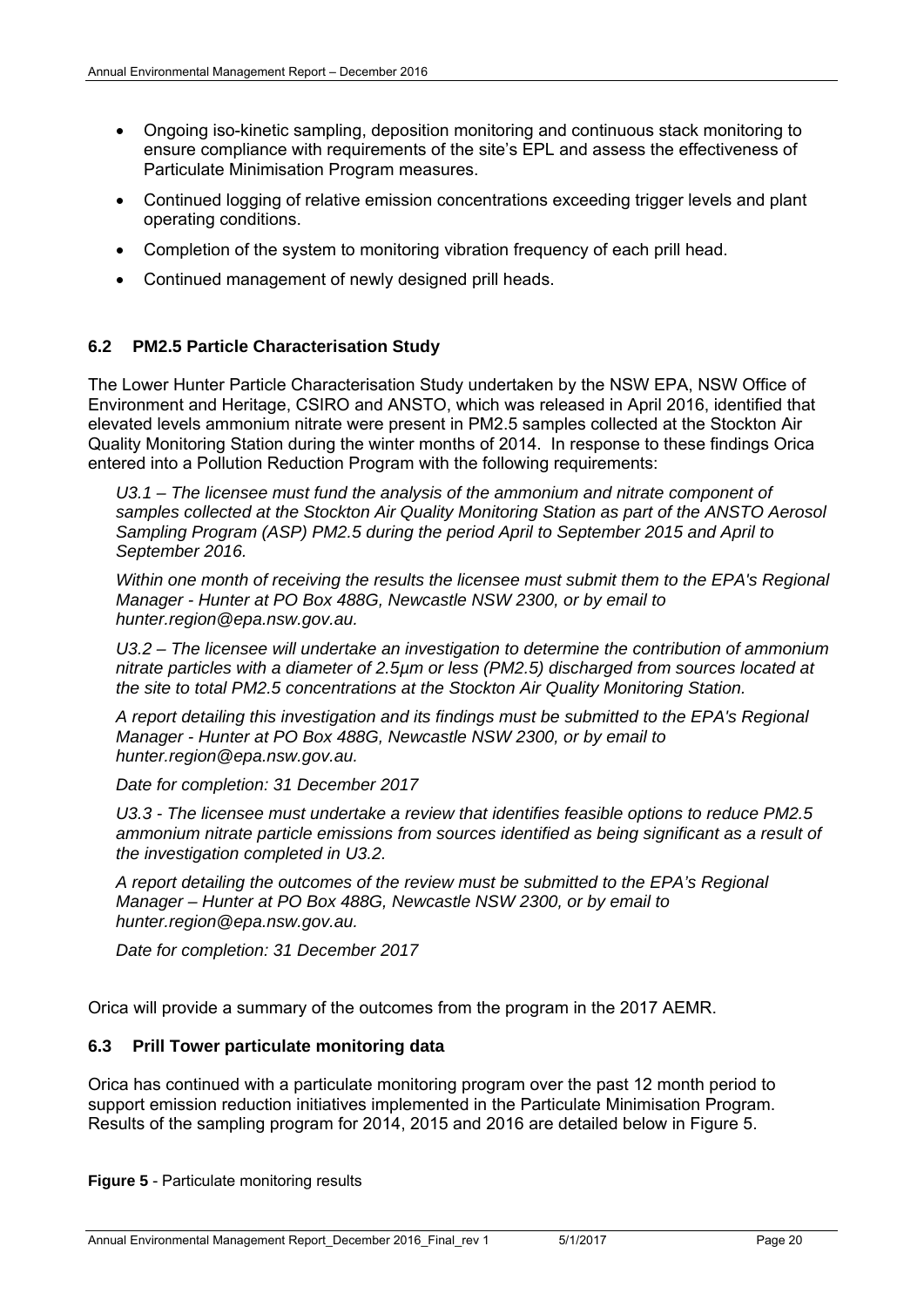- Ongoing iso-kinetic sampling, deposition monitoring and continuous stack monitoring to ensure compliance with requirements of the site's EPL and assess the effectiveness of Particulate Minimisation Program measures.
- Continued logging of relative emission concentrations exceeding trigger levels and plant operating conditions.
- Completion of the system to monitoring vibration frequency of each prill head.
- Continued management of newly designed prill heads.

### 6.2 PM2.5 Particle Characterisation Study

The Lower Hunter Particle Characterisation Study undertaken by the NSW EPA, NSW Office of Environment and Heritage, CSIRO and ANSTO, which was released in April 2016, identified that elevated levels ammonium nitrate were present in PM2.5 samples collected at the Stockton Air Quality Monitoring Station during the winter months of 2014. In response to these findings Orica entered into a Pollution Reduction Program with the following requirements:

> *U3.1 – The licensee must fund the analysis of the ammonium and nitrate component of samples collected at the Stockton Air Quality Monitoring Station as part of the ANSTO Aerosol Sampling Program (ASP) PM2.5 during the period April to September 2015 and April to September 2016.*
>
> *Within one month of receiving the results the licensee must submit them to the EPA's Regional Manager - Hunter at PO Box 488G, Newcastle NSW 2300, or by email to hunter.region@epa.nsw.gov.au.*
>
> *U3.2 – The licensee will undertake an investigation to determine the contribution of ammonium nitrate particles with a diameter of 2.5µm or less (PM2.5) discharged from sources located at the site to total PM2.5 concentrations at the Stockton Air Quality Monitoring Station.*
>
> *A report detailing this investigation and its findings must be submitted to the EPA's Regional Manager - Hunter at PO Box 488G, Newcastle NSW 2300, or by email to hunter.region@epa.nsw.gov.au.*
>
> *Date for completion: 31 December 2017*
>
> *U3.3 - The licensee must undertake a review that identifies feasible options to reduce PM2.5 ammonium nitrate particle emissions from sources identified as being significant as a result of the investigation completed in U3.2.*
>
> *A report detailing the outcomes of the review must be submitted to the EPA's Regional Manager – Hunter at PO Box 488G, Newcastle NSW 2300, or by email to hunter.region@epa.nsw.gov.au.*
>
> *Date for completion: 31 December 2017*

Orica will provide a summary of the outcomes from the program in the 2017 AEMR.

### 6.3 Prill Tower particulate monitoring data

Orica has continued with a particulate monitoring program over the past 12 month period to support emission reduction initiatives implemented in the Particulate Minimisation Program. Results of the sampling program for 2014, 2015 and 2016 are detailed below in Figure 5.

**Figure 5** - Particulate monitoring results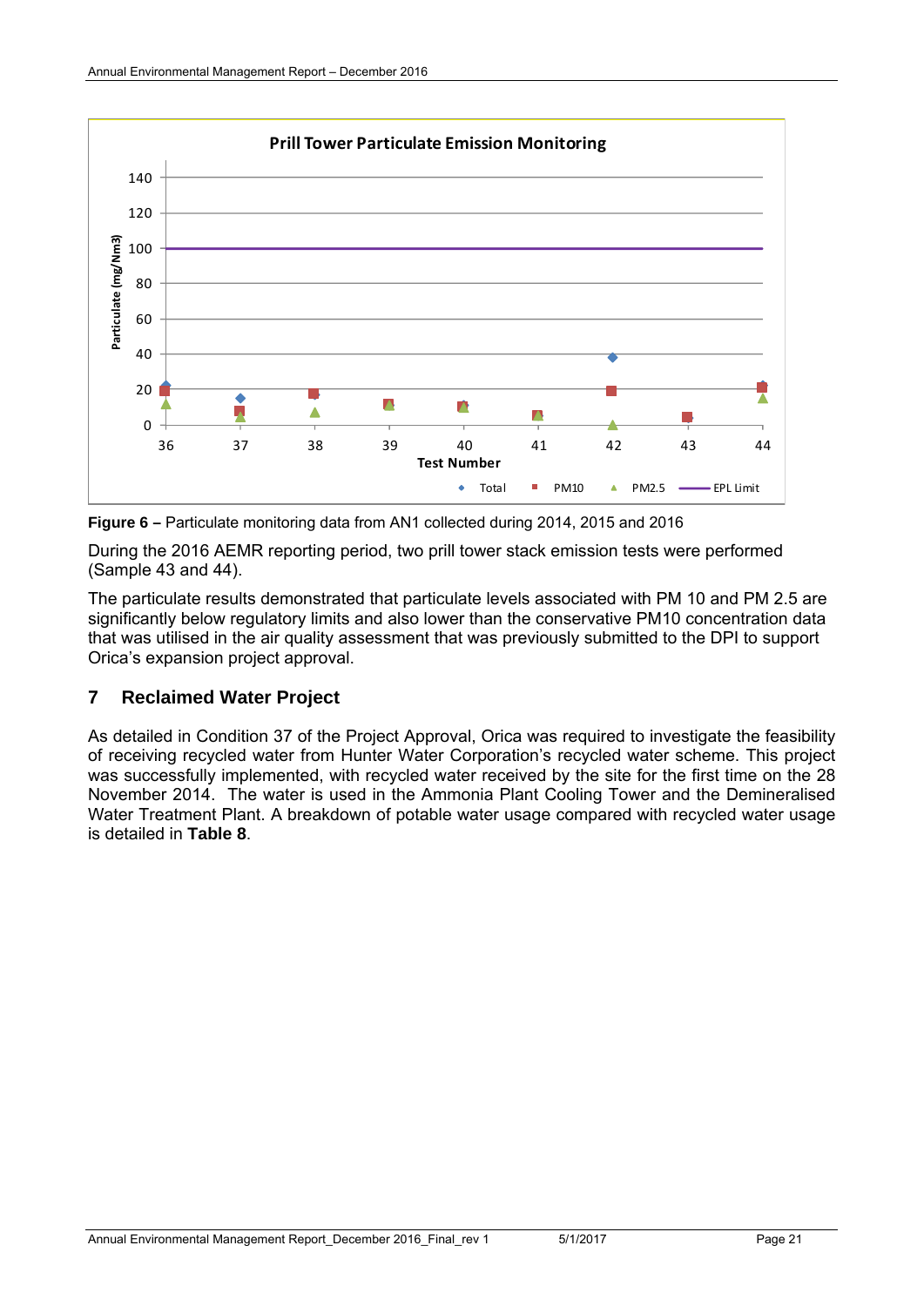**Figure 6 –** Particulate monitoring data from AN1 collected during 2014, 2015 and 2016

During the 2016 AEMR reporting period, two prill tower stack emission tests were performed (Sample 43 and 44).

The particulate results demonstrated that particulate levels associated with PM 10 and PM 2.5 are significantly below regulatory limits and also lower than the conservative PM10 concentration data that was utilised in the air quality assessment that was previously submitted to the DPI to support Orica's expansion project approval.

## 7 Reclaimed Water Project

As detailed in Condition 37 of the Project Approval, Orica was required to investigate the feasibility of receiving recycled water from Hunter Water Corporation's recycled water scheme. This project was successfully implemented, with recycled water received by the site for the first time on the 28 November 2014. The water is used in the Ammonia Plant Cooling Tower and the Demineralised Water Treatment Plant. A breakdown of potable water usage compared with recycled water usage is detailed in **Table 8**.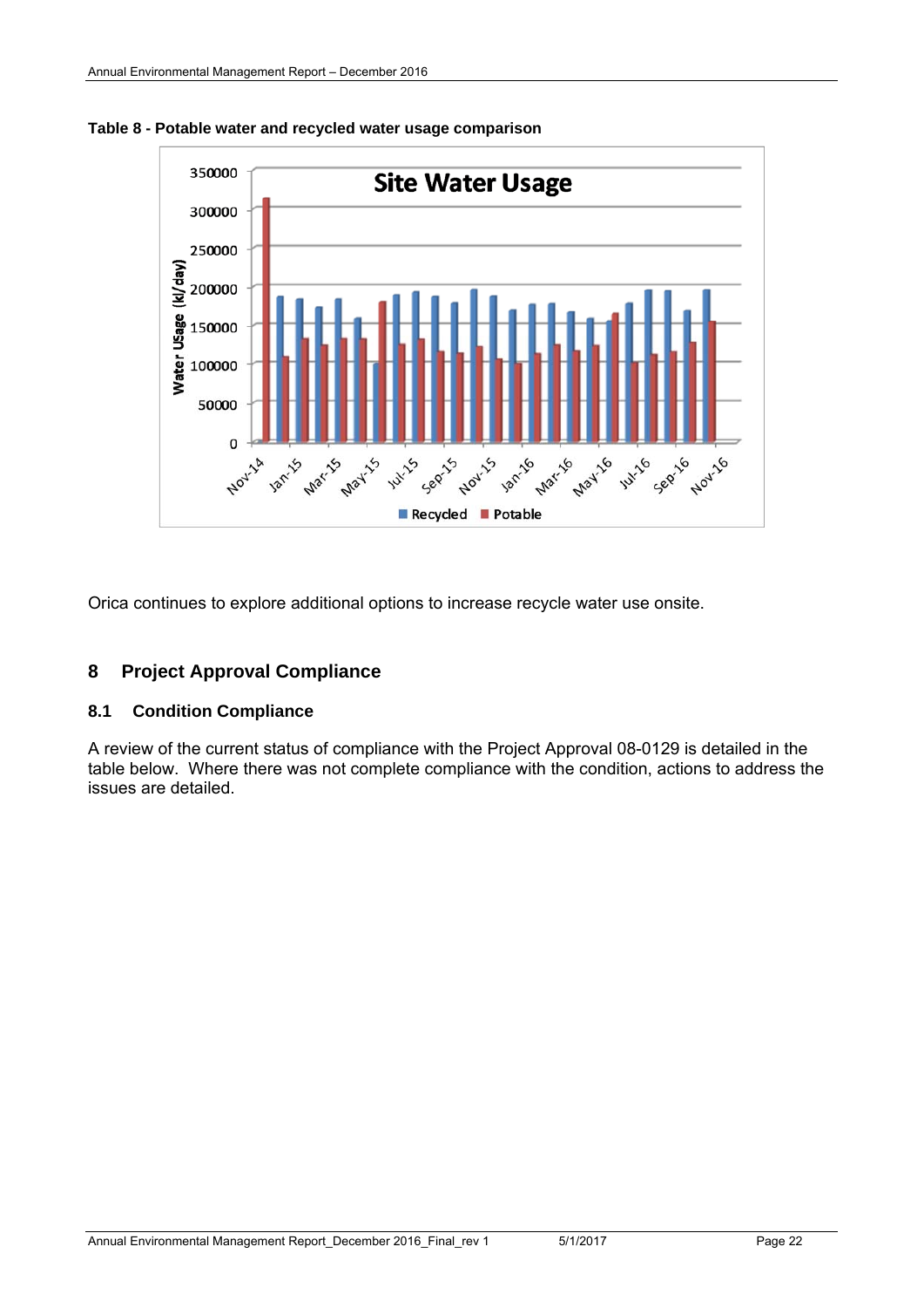**Table 8 - Potable water and recycled water usage comparison**

Orica continues to explore additional options to increase recycle water use onsite.

## 8 Project Approval Compliance

### 8.1 Condition Compliance

A review of the current status of compliance with the Project Approval 08-0129 is detailed in the table below. Where there was not complete compliance with the condition, actions to address the issues are detailed.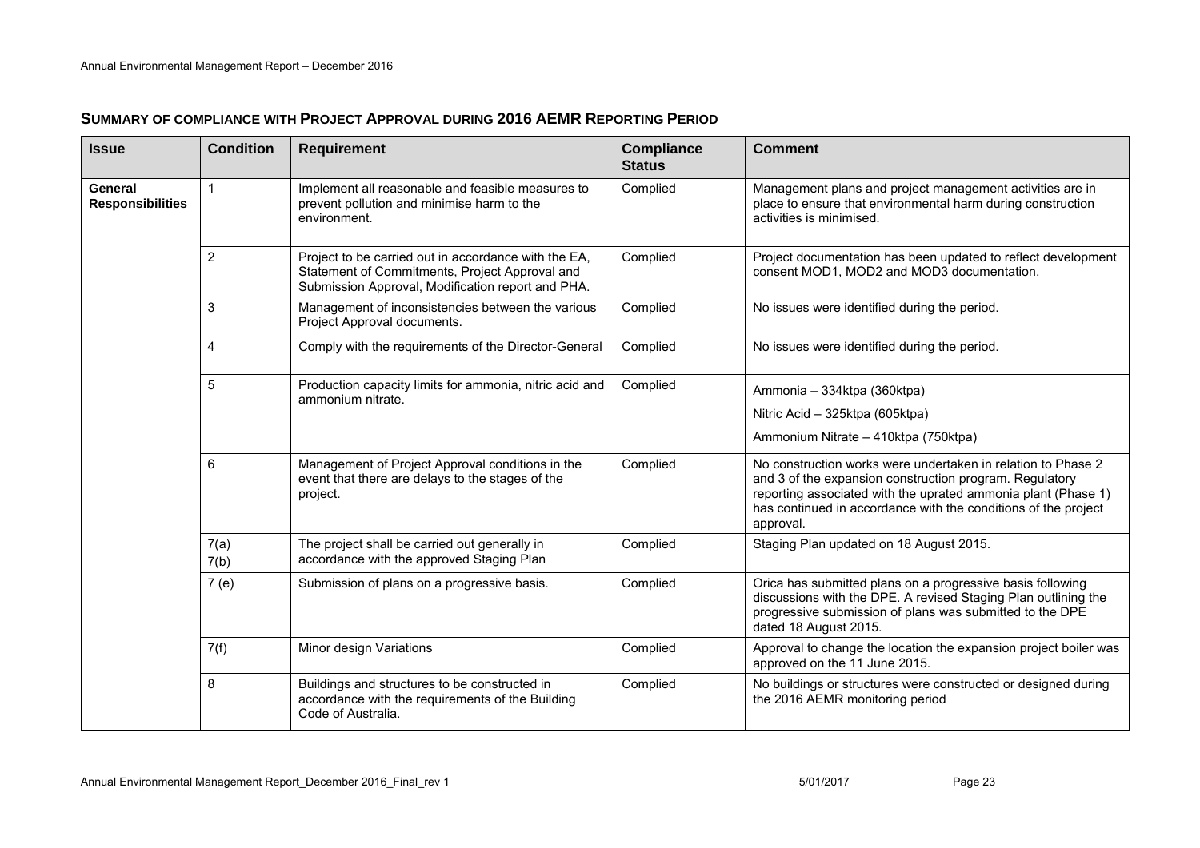## Summary of compliance with Project Approval during 2016 AEMR Reporting Period

| Issue | Condition | Requirement | Compliance Status | Comment |
|---|---|---|---|---|
| **General Responsibilities** | 1 | Implement all reasonable and feasible measures to prevent pollution and minimise harm to the environment. | Complied | Management plans and project management activities are in place to ensure that environmental harm during construction activities is minimised. |
| | 2 | Project to be carried out in accordance with the EA, Statement of Commitments, Project Approval and Submission Approval, Modification report and PHA. | Complied | Project documentation has been updated to reflect development consent MOD1, MOD2 and MOD3 documentation. |
| | 3 | Management of inconsistencies between the various Project Approval documents. | Complied | No issues were identified during the period. |
| | 4 | Comply with the requirements of the Director-General | Complied | No issues were identified during the period. |
| | 5 | Production capacity limits for ammonia, nitric acid and ammonium nitrate. | Complied | Ammonia – 334ktpa (360ktpa)<br>Nitric Acid – 325ktpa (605ktpa)<br>Ammonium Nitrate – 410ktpa (750ktpa) |
| | 6 | Management of Project Approval conditions in the event that there are delays to the stages of the project. | Complied | No construction works were undertaken in relation to Phase 2 and 3 of the expansion construction program. Regulatory reporting associated with the uprated ammonia plant (Phase 1) has continued in accordance with the conditions of the project approval. |
| | 7(a)<br>7(b) | The project shall be carried out generally in accordance with the approved Staging Plan | Complied | Staging Plan updated on 18 August 2015. |
| | 7 (e) | Submission of plans on a progressive basis. | Complied | Orica has submitted plans on a progressive basis following discussions with the DPE. A revised Staging Plan outlining the progressive submission of plans was submitted to the DPE dated 18 August 2015. |
| | 7(f) | Minor design Variations | Complied | Approval to change the location the expansion project boiler was approved on the 11 June 2015. |
| | 8 | Buildings and structures to be constructed in accordance with the requirements of the Building Code of Australia. | Complied | No buildings or structures were constructed or designed during the 2016 AEMR monitoring period |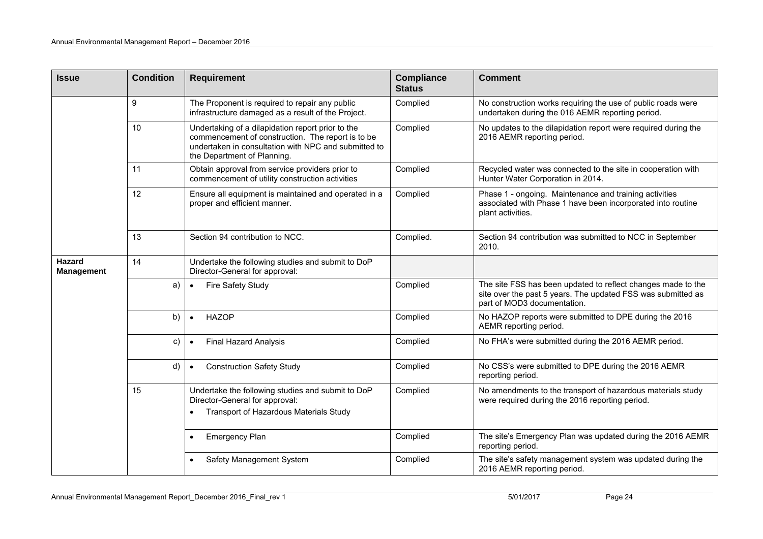| Issue | Condition | Requirement | Compliance Status | Comment |
|---|---|---|---|---|
| | 9 | The Proponent is required to repair any public infrastructure damaged as a result of the Project. | Complied | No construction works requiring the use of public roads were undertaken during the 016 AEMR reporting period. |
| | 10 | Undertaking of a dilapidation report prior to the commencement of construction. The report is to be undertaken in consultation with NPC and submitted to the Department of Planning. | Complied | No updates to the dilapidation report were required during the 2016 AEMR reporting period. |
| | 11 | Obtain approval from service providers prior to commencement of utility construction activities | Complied | Recycled water was connected to the site in cooperation with Hunter Water Corporation in 2014. |
| | 12 | Ensure all equipment is maintained and operated in a proper and efficient manner. | Complied | Phase 1 - ongoing. Maintenance and training activities associated with Phase 1 have been incorporated into routine plant activities. |
| | 13 | Section 94 contribution to NCC. | Complied. | Section 94 contribution was submitted to NCC in September 2010. |
| **Hazard Management** | 14 | Undertake the following studies and submit to DoP Director-General for approval: | | |
| | a) | • Fire Safety Study | Complied | The site FSS has been updated to reflect changes made to the site over the past 5 years. The updated FSS was submitted as part of MOD3 documentation. |
| | b) | • HAZOP | Complied | No HAZOP reports were submitted to DPE during the 2016 AEMR reporting period. |
| | c) | • Final Hazard Analysis | Complied | No FHA's were submitted during the 2016 AEMR period. |
| | d) | • Construction Safety Study | Complied | No CSS's were submitted to DPE during the 2016 AEMR reporting period. |
| | 15 | Undertake the following studies and submit to DoP Director-General for approval:<br>• Transport of Hazardous Materials Study | Complied | No amendments to the transport of hazardous materials study were required during the 2016 reporting period. |
| | | • Emergency Plan | Complied | The site's Emergency Plan was updated during the 2016 AEMR reporting period. |
| | | • Safety Management System | Complied | The site's safety management system was updated during the 2016 AEMR reporting period. |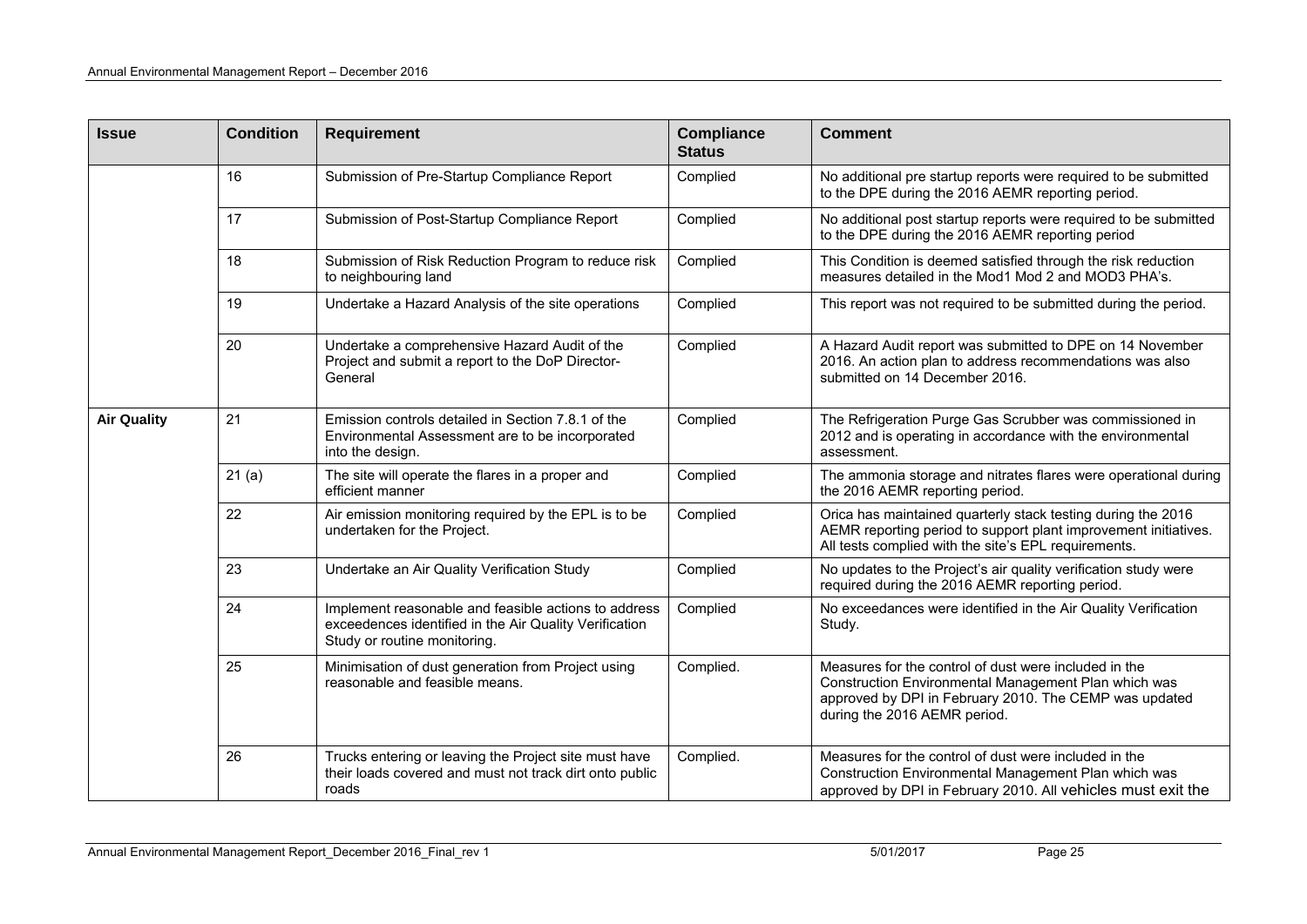| Issue | Condition | Requirement | Compliance Status | Comment |
|---|---|---|---|---|
| | 16 | Submission of Pre-Startup Compliance Report | Complied | No additional pre startup reports were required to be submitted to the DPE during the 2016 AEMR reporting period. |
| | 17 | Submission of Post-Startup Compliance Report | Complied | No additional post startup reports were required to be submitted to the DPE during the 2016 AEMR reporting period |
| | 18 | Submission of Risk Reduction Program to reduce risk to neighbouring land | Complied | This Condition is deemed satisfied through the risk reduction measures detailed in the Mod1 Mod 2 and MOD3 PHA's. |
| | 19 | Undertake a Hazard Analysis of the site operations | Complied | This report was not required to be submitted during the period. |
| | 20 | Undertake a comprehensive Hazard Audit of the Project and submit a report to the DoP Director-General | Complied | A Hazard Audit report was submitted to DPE on 14 November 2016. An action plan to address recommendations was also submitted on 14 December 2016. |
| **Air Quality** | 21 | Emission controls detailed in Section 7.8.1 of the Environmental Assessment are to be incorporated into the design. | Complied | The Refrigeration Purge Gas Scrubber was commissioned in 2012 and is operating in accordance with the environmental assessment. |
| | 21 (a) | The site will operate the flares in a proper and efficient manner | Complied | The ammonia storage and nitrates flares were operational during the 2016 AEMR reporting period. |
| | 22 | Air emission monitoring required by the EPL is to be undertaken for the Project. | Complied | Orica has maintained quarterly stack testing during the 2016 AEMR reporting period to support plant improvement initiatives. All tests complied with the site's EPL requirements. |
| | 23 | Undertake an Air Quality Verification Study | Complied | No updates to the Project's air quality verification study were required during the 2016 AEMR reporting period. |
| | 24 | Implement reasonable and feasible actions to address exceedences identified in the Air Quality Verification Study or routine monitoring. | Complied | No exceedances were identified in the Air Quality Verification Study. |
| | 25 | Minimisation of dust generation from Project using reasonable and feasible means. | Complied. | Measures for the control of dust were included in the Construction Environmental Management Plan which was approved by DPI in February 2010. The CEMP was updated during the 2016 AEMR period. |
| | 26 | Trucks entering or leaving the Project site must have their loads covered and must not track dirt onto public roads | Complied. | Measures for the control of dust were included in the Construction Environmental Management Plan which was approved by DPI in February 2010. All vehicles must exit the |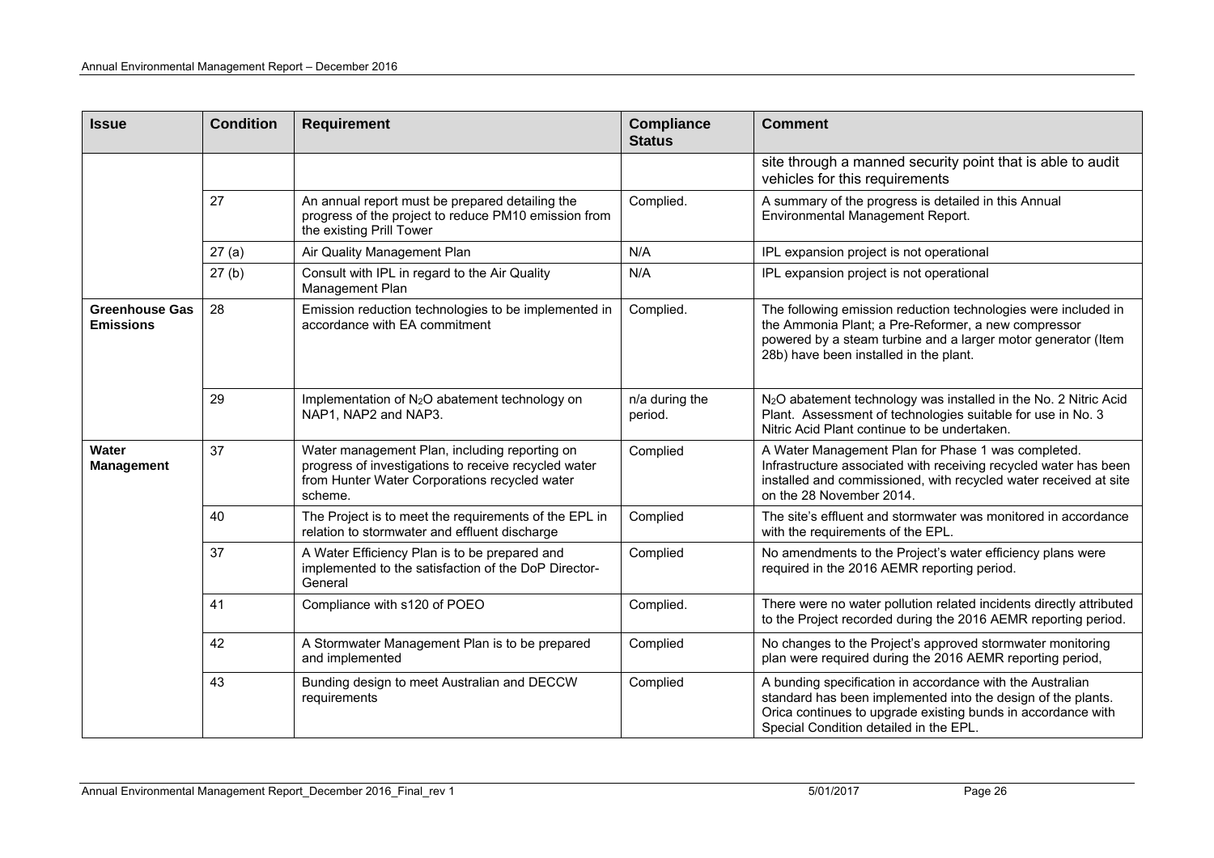| Issue | Condition | Requirement | Compliance Status | Comment |
|---|---|---|---|---|
| | | | | site through a manned security point that is able to audit vehicles for this requirements |
| | 27 | An annual report must be prepared detailing the progress of the project to reduce PM10 emission from the existing Prill Tower | Complied. | A summary of the progress is detailed in this Annual Environmental Management Report. |
| | 27 (a) | Air Quality Management Plan | N/A | IPL expansion project is not operational |
| | 27 (b) | Consult with IPL in regard to the Air Quality Management Plan | N/A | IPL expansion project is not operational |
| **Greenhouse Gas Emissions** | 28 | Emission reduction technologies to be implemented in accordance with EA commitment | Complied. | The following emission reduction technologies were included in the Ammonia Plant; a Pre-Reformer, a new compressor powered by a steam turbine and a larger motor generator (Item 28b) have been installed in the plant. |
| | 29 | Implementation of $N_2O$ abatement technology on NAP1, NAP2 and NAP3. | n/a during the period. | $N_2O$ abatement technology was installed in the No. 2 Nitric Acid Plant. Assessment of technologies suitable for use in No. 3 Nitric Acid Plant continue to be undertaken. |
| **Water Management** | 37 | Water management Plan, including reporting on progress of investigations to receive recycled water from Hunter Water Corporations recycled water scheme. | Complied | A Water Management Plan for Phase 1 was completed. Infrastructure associated with receiving recycled water has been installed and commissioned, with recycled water received at site on the 28 November 2014. |
| | 40 | The Project is to meet the requirements of the EPL in relation to stormwater and effluent discharge | Complied | The site's effluent and stormwater was monitored in accordance with the requirements of the EPL. |
| | 37 | A Water Efficiency Plan is to be prepared and implemented to the satisfaction of the DoP Director-General | Complied | No amendments to the Project's water efficiency plans were required in the 2016 AEMR reporting period. |
| | 41 | Compliance with s120 of POEO | Complied. | There were no water pollution related incidents directly attributed to the Project recorded during the 2016 AEMR reporting period. |
| | 42 | A Stormwater Management Plan is to be prepared and implemented | Complied | No changes to the Project's approved stormwater monitoring plan were required during the 2016 AEMR reporting period, |
| | 43 | Bunding design to meet Australian and DECCW requirements | Complied | A bunding specification in accordance with the Australian standard has been implemented into the design of the plants. Orica continues to upgrade existing bunds in accordance with Special Condition detailed in the EPL. |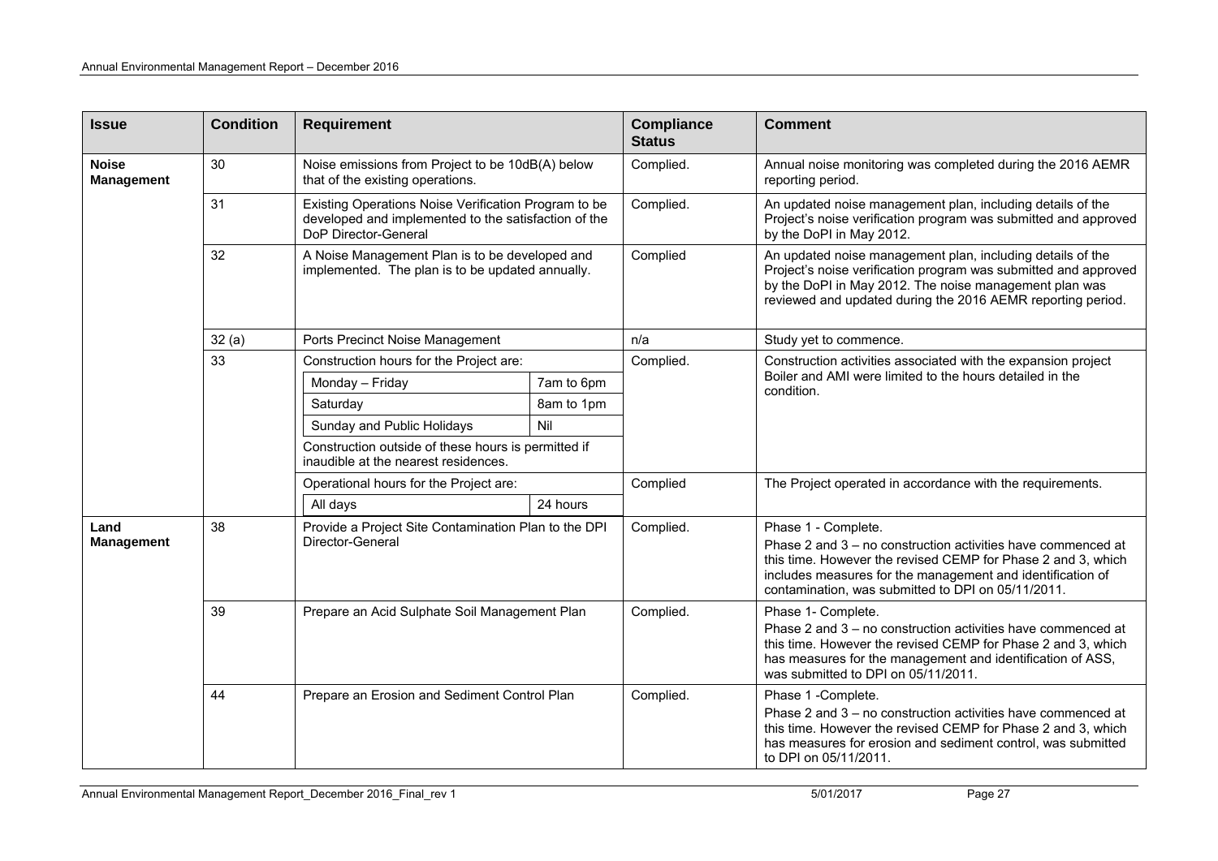| Issue | Condition | Requirement | | Compliance Status | Comment |
|---|---|---|---|---|---|
| **Noise Management** | 30 | Noise emissions from Project to be 10dB(A) below that of the existing operations. | | Complied. | Annual noise monitoring was completed during the 2016 AEMR reporting period. |
| | 31 | Existing Operations Noise Verification Program to be developed and implemented to the satisfaction of the DoP Director-General | | Complied. | An updated noise management plan, including details of the Project's noise verification program was submitted and approved by the DoPI in May 2012. |
| | 32 | A Noise Management Plan is to be developed and implemented. The plan is to be updated annually. | | Complied | An updated noise management plan, including details of the Project's noise verification program was submitted and approved by the DoPI in May 2012. The noise management plan was reviewed and updated during the 2016 AEMR reporting period. |
| | 32 (a) | Ports Precinct Noise Management | | n/a | Study yet to commence. |
| | 33 | Construction hours for the Project are: | | Complied. | Construction activities associated with the expansion project Boiler and AMI were limited to the hours detailed in the condition. |
| | | Monday – Friday | 7am to 6pm | | |
| | | Saturday | 8am to 1pm | | |
| | | Sunday and Public Holidays | Nil | | |
| | | Construction outside of these hours is permitted if inaudible at the nearest residences. | | | |
| | | Operational hours for the Project are: | | Complied | The Project operated in accordance with the requirements. |
| | | All days | 24 hours | | |
| **Land Management** | 38 | Provide a Project Site Contamination Plan to the DPI Director-General | | Complied. | Phase 1 - Complete.<br>Phase 2 and 3 – no construction activities have commenced at this time. However the revised CEMP for Phase 2 and 3, which includes measures for the management and identification of contamination, was submitted to DPI on 05/11/2011. |
| | 39 | Prepare an Acid Sulphate Soil Management Plan | | Complied. | Phase 1- Complete.<br>Phase 2 and 3 – no construction activities have commenced at this time. However the revised CEMP for Phase 2 and 3, which has measures for the management and identification of ASS, was submitted to DPI on 05/11/2011. |
| | 44 | Prepare an Erosion and Sediment Control Plan | | Complied. | Phase 1 -Complete.<br>Phase 2 and 3 – no construction activities have commenced at this time. However the revised CEMP for Phase 2 and 3, which has measures for erosion and sediment control, was submitted to DPI on 05/11/2011. |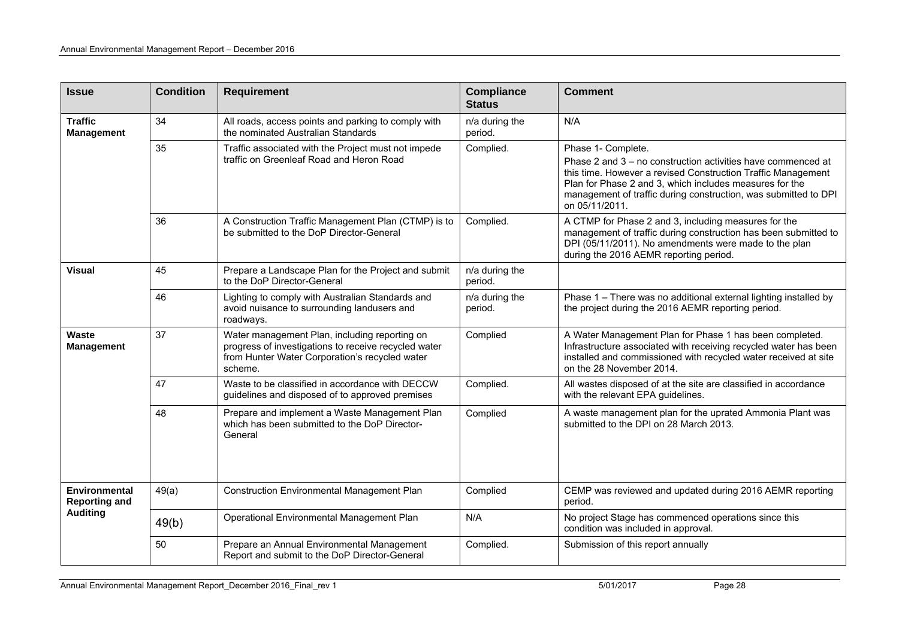| Issue | Condition | Requirement | Compliance Status | Comment |
| --- | --- | --- | --- | --- |
| **Traffic Management** | 34 | All roads, access points and parking to comply with the nominated Australian Standards | n/a during the period. | N/A |
| | 35 | Traffic associated with the Project must not impede traffic on Greenleaf Road and Heron Road | Complied. | Phase 1- Complete.<br>Phase 2 and 3 – no construction activities have commenced at this time. However a revised Construction Traffic Management Plan for Phase 2 and 3, which includes measures for the management of traffic during construction, was submitted to DPI on 05/11/2011. |
| | 36 | A Construction Traffic Management Plan (CTMP) is to be submitted to the DoP Director-General | Complied. | A CTMP for Phase 2 and 3, including measures for the management of traffic during construction has been submitted to DPI (05/11/2011). No amendments were made to the plan during the 2016 AEMR reporting period. |
| **Visual** | 45 | Prepare a Landscape Plan for the Project and submit to the DoP Director-General | n/a during the period. | |
| | 46 | Lighting to comply with Australian Standards and avoid nuisance to surrounding landusers and roadways. | n/a during the period. | Phase 1 – There was no additional external lighting installed by the project during the 2016 AEMR reporting period. |
| **Waste Management** | 37 | Water management Plan, including reporting on progress of investigations to receive recycled water from Hunter Water Corporation's recycled water scheme. | Complied | A Water Management Plan for Phase 1 has been completed. Infrastructure associated with receiving recycled water has been installed and commissioned with recycled water received at site on the 28 November 2014. |
| | 47 | Waste to be classified in accordance with DECCW guidelines and disposed of to approved premises | Complied. | All wastes disposed of at the site are classified in accordance with the relevant EPA guidelines. |
| | 48 | Prepare and implement a Waste Management Plan which has been submitted to the DoP Director-General | Complied | A waste management plan for the uprated Ammonia Plant was submitted to the DPI on 28 March 2013. |
| **Environmental Reporting and Auditing** | 49(a) | Construction Environmental Management Plan | Complied | CEMP was reviewed and updated during 2016 AEMR reporting period. |
| | 49(b) | Operational Environmental Management Plan | N/A | No project Stage has commenced operations since this condition was included in approval. |
| | 50 | Prepare an Annual Environmental Management Report and submit to the DoP Director-General | Complied. | Submission of this report annually |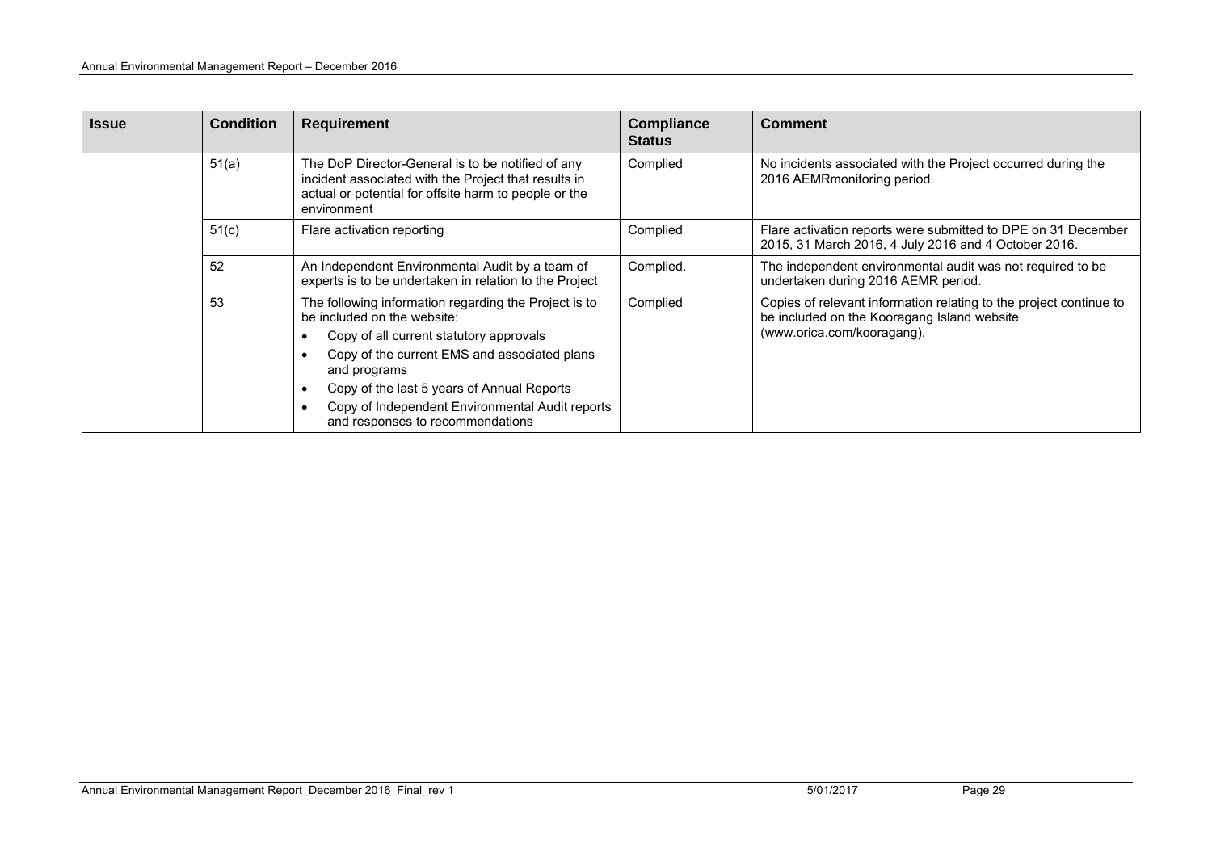| Issue | Condition | Requirement | Compliance Status | Comment |
|---|---|---|---|---|
| | 51(a) | The DoP Director-General is to be notified of any incident associated with the Project that results in actual or potential for offsite harm to people or the environment | Complied | No incidents associated with the Project occurred during the 2016 AEMRmonitoring period. |
| | 51(c) | Flare activation reporting | Complied | Flare activation reports were submitted to DPE on 31 December 2015, 31 March 2016, 4 July 2016 and 4 October 2016. |
| | 52 | An Independent Environmental Audit by a team of experts is to be undertaken in relation to the Project | Complied. | The independent environmental audit was not required to be undertaken during 2016 AEMR period. |
| | 53 | The following information regarding the Project is to be included on the website:<br>• Copy of all current statutory approvals<br>• Copy of the current EMS and associated plans and programs<br>• Copy of the last 5 years of Annual Reports<br>• Copy of Independent Environmental Audit reports and responses to recommendations | Complied | Copies of relevant information relating to the project continue to be included on the Kooragang Island website (www.orica.com/kooragang). |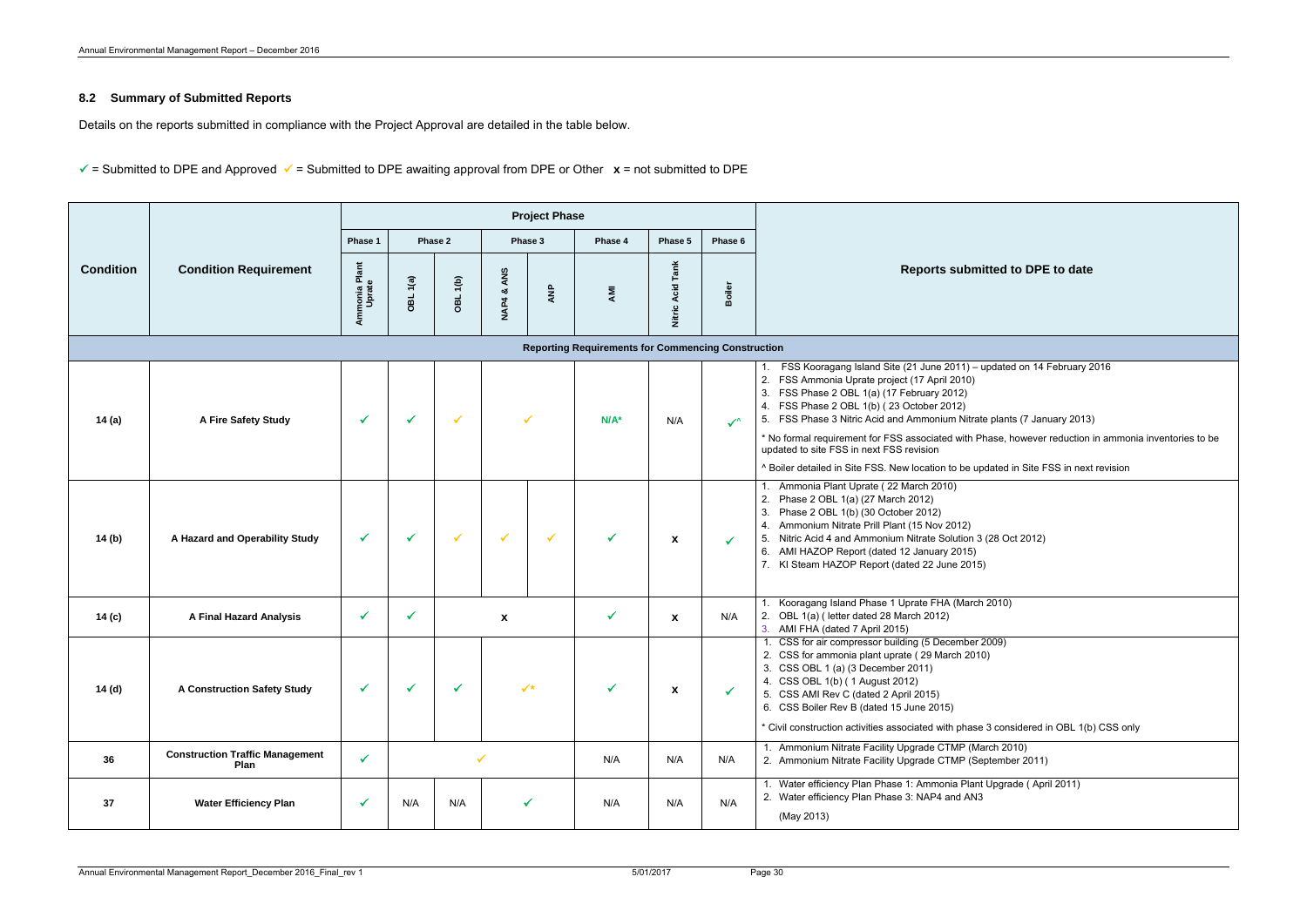## 8.2 Summary of Submitted Reports

Details on the reports submitted in compliance with the Project Approval are detailed in the table below.

✓ = Submitted to DPE and Approved ✓ = Submitted to DPE awaiting approval from DPE or Other **x** = not submitted to DPE

| Condition | Condition Requirement | Project Phase | | | | | | | | Reports submitted to DPE to date |
|---|---|---|---|---|---|---|---|---|---|---|
| | | Phase 1 | Phase 2 | | Phase 3 | | Phase 4 | Phase 5 | Phase 6 | |
| | | Ammonia Plant Uprate | OBL 1(a) | OBL 1(b) | NAP4 & ANS | ANP | AMI | Nitric Acid Tank | Boiler | |
| **Reporting Requirements for Commencing Construction** | | | | | | | | | | |
| **14 (a)** | **A Fire Safety Study** | ✓ | ✓ | ✓ | ✓ | | N/A* | N/A | ✓^ | 1. FSS Kooragang Island Site (21 June 2011) – updated on 14 February 2016<br>2. FSS Ammonia Uprate project (17 April 2010)<br>3. FSS Phase 2 OBL 1(a) (17 February 2012)<br>4. FSS Phase 2 OBL 1(b) ( 23 October 2012)<br>5. FSS Phase 3 Nitric Acid and Ammonium Nitrate plants (7 January 2013)<br>* No formal requirement for FSS associated with Phase, however reduction in ammonia inventories to be updated to site FSS in next FSS revision<br>^ Boiler detailed in Site FSS. New location to be updated in Site FSS in next revision |
| **14 (b)** | **A Hazard and Operability Study** | ✓ | ✓ | ✓ | ✓ | ✓ | ✓ | **x** | ✓ | 1. Ammonia Plant Uprate ( 22 March 2010)<br>2. Phase 2 OBL 1(a) (27 March 2012)<br>3. Phase 2 OBL 1(b) (30 October 2012)<br>4. Ammonium Nitrate Prill Plant (15 Nov 2012)<br>5. Nitric Acid 4 and Ammonium Nitrate Solution 3 (28 Oct 2012)<br>6. AMI HAZOP Report (dated 12 January 2015)<br>7. KI Steam HAZOP Report (dated 22 June 2015) |
| **14 (c)** | **A Final Hazard Analysis** | ✓ | ✓ | | **x** | | ✓ | **x** | N/A | 1. Kooragang Island Phase 1 Uprate FHA (March 2010)<br>2. OBL 1(a) ( letter dated 28 March 2012)<br>3. AMI FHA (dated 7 April 2015) |
| **14 (d)** | **A Construction Safety Study** | ✓ | ✓ | ✓ | ✓* | | ✓ | **x** | ✓ | 1. CSS for air compressor building (5 December 2009)<br>2. CSS for ammonia plant uprate ( 29 March 2010)<br>3. CSS OBL 1 (a) (3 December 2011)<br>4. CSS OBL 1(b) ( 1 August 2012)<br>5. CSS AMI Rev C (dated 2 April 2015)<br>6. CSS Boiler Rev B (dated 15 June 2015)<br>* Civil construction activities associated with phase 3 considered in OBL 1(b) CSS only |
| **36** | **Construction Traffic Management Plan** | ✓ | ✓ | | | | N/A | N/A | N/A | 1. Ammonium Nitrate Facility Upgrade CTMP (March 2010)<br>2. Ammonium Nitrate Facility Upgrade CTMP (September 2011) |
| **37** | **Water Efficiency Plan** | ✓ | N/A | N/A | ✓ | | N/A | N/A | N/A | 1. Water efficiency Plan Phase 1: Ammonia Plant Upgrade ( April 2011)<br>2. Water efficiency Plan Phase 3: NAP4 and AN3<br>(May 2013) |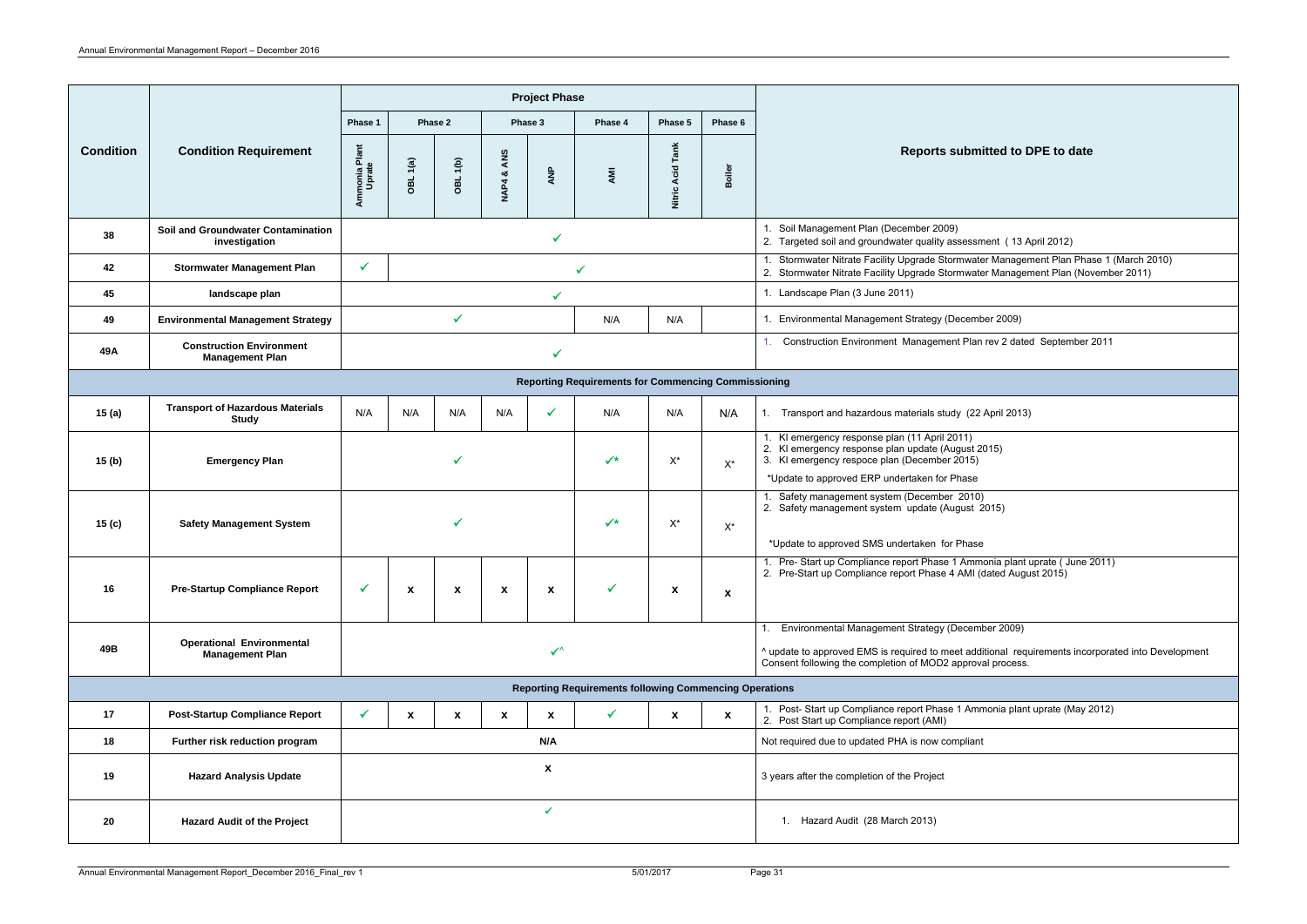| Condition | Condition Requirement | Project Phase | | | | | | | | Reports submitted to DPE to date |
|---|---|---|---|---|---|---|---|---|---|---|
| | | Phase 1 | Phase 2 | | Phase 3 | | Phase 4 | Phase 5 | Phase 6 | |
| | | Ammonia Plant Uprate | OBL 1(a) | OBL 1(b) | NAP4 & ANS | ANP | AMI | Nitric Acid Tank | Boiler | |
| 38 | **Soil and Groundwater Contamination investigation** | ✓ | | | | | | | | 1. Soil Management Plan (December 2009)<br>2. Targeted soil and groundwater quality assessment ( 13 April 2012) |
| 42 | **Stormwater Management Plan** | ✓ | ✓ | | | | | | | 1. Stormwater Nitrate Facility Upgrade Stormwater Management Plan Phase 1 (March 2010)<br>2. Stormwater Nitrate Facility Upgrade Stormwater Management Plan (November 2011) |
| 45 | **landscape plan** | ✓ | | | | | | | | 1. Landscape Plan (3 June 2011) |
| 49 | **Environmental Management Strategy** | ✓ | | | | | N/A | N/A | | 1. Environmental Management Strategy (December 2009) |
| 49A | **Construction Environment Management Plan** | ✓ | | | | | | | | 1. Construction Environment Management Plan rev 2 dated September 2011 |
| **Reporting Requirements for Commencing Commissioning** | | | | | | | | | | |
| 15 (a) | **Transport of Hazardous Materials Study** | N/A | N/A | N/A | N/A | ✓ | N/A | N/A | N/A | 1. Transport and hazardous materials study (22 April 2013) |
| 15 (b) | **Emergency Plan** | ✓ | | | | | ✓* | X* | X* | 1. KI emergency response plan (11 April 2011)<br>2. KI emergency response plan update (August 2015)<br>3. KI emergency respoce plan (December 2015)<br>*Update to approved ERP undertaken for Phase |
| 15 (c) | **Safety Management System** | ✓ | | | | | ✓* | X* | X* | 1. Safety management system (December 2010)<br>2. Safety management system update (August 2015)<br>*Update to approved SMS undertaken for Phase |
| 16 | **Pre-Startup Compliance Report** | ✓ | x | x | x | x | ✓ | x | x | 1. Pre- Start up Compliance report Phase 1 Ammonia plant uprate ( June 2011)<br>2. Pre-Start up Compliance report Phase 4 AMI (dated August 2015) |
| 49B | **Operational Environmental Management Plan** | ✓^ | | | | | | | | 1. Environmental Management Strategy (December 2009)<br>^ update to approved EMS is required to meet additional requirements incorporated into Development Consent following the completion of MOD2 approval process. |
| **Reporting Requirements following Commencing Operations** | | | | | | | | | | |
| 17 | **Post-Startup Compliance Report** | ✓ | x | x | x | x | ✓ | x | x | 1. Post- Start up Compliance report Phase 1 Ammonia plant uprate (May 2012)<br>2. Post Start up Compliance report (AMI) |
| 18 | **Further risk reduction program** | N/A | | | | | | | | Not required due to updated PHA is now compliant |
| 19 | **Hazard Analysis Update** | x | | | | | | | | 3 years after the completion of the Project |
| 20 | **Hazard Audit of the Project** | ✓ | | | | | | | | 1. Hazard Audit (28 March 2013) |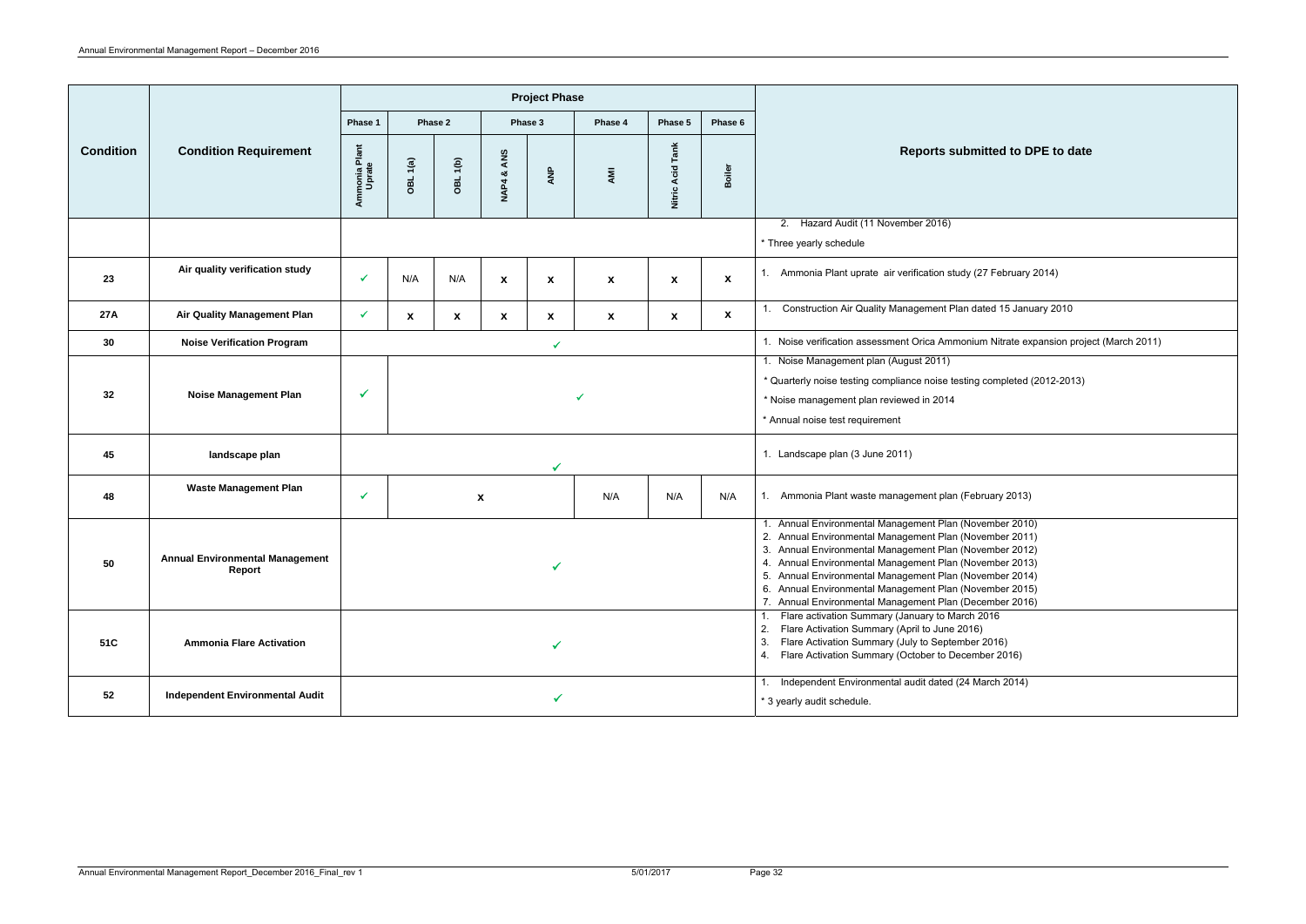| Condition | Condition Requirement | Project Phase | | | | | | | | Reports submitted to DPE to date |
|---|---|---|---|---|---|---|---|---|---|---|
| | | Phase 1 | Phase 2 | | Phase 3 | | Phase 4 | Phase 5 | Phase 6 | |
| | | Ammonia Plant Uprate | OBL 1(a) | OBL 1(b) | NAP4 & ANS | ANP | AMI | Nitric Acid Tank | Boiler | |
| | | | | | | | | | | 2. Hazard Audit (11 November 2016)<br>* Three yearly schedule |
| 23 | Air quality verification study | ✓ | N/A | N/A | x | x | x | x | x | 1. Ammonia Plant uprate air verification study (27 February 2014) |
| 27A | Air Quality Management Plan | ✓ | x | x | x | x | x | x | x | 1. Construction Air Quality Management Plan dated 15 January 2010 |
| 30 | Noise Verification Program | ✓ | | | | | | | | 1. Noise verification assessment Orica Ammonium Nitrate expansion project (March 2011) |
| 32 | Noise Management Plan | ✓ | ✓ | | | | | | | 1. Noise Management plan (August 2011)<br>* Quarterly noise testing compliance noise testing completed (2012-2013)<br>* Noise management plan reviewed in 2014<br>* Annual noise test requirement |
| 45 | landscape plan | ✓ | | | | | | | | 1. Landscape plan (3 June 2011) |
| 48 | Waste Management Plan | ✓ | x | | | | N/A | N/A | N/A | 1. Ammonia Plant waste management plan (February 2013) |
| 50 | Annual Environmental Management Report | ✓ | | | | | | | | 1. Annual Environmental Management Plan (November 2010)<br>2. Annual Environmental Management Plan (November 2011)<br>3. Annual Environmental Management Plan (November 2012)<br>4. Annual Environmental Management Plan (November 2013)<br>5. Annual Environmental Management Plan (November 2014)<br>6. Annual Environmental Management Plan (November 2015)<br>7. Annual Environmental Management Plan (December 2016) |
| 51C | Ammonia Flare Activation | ✓ | | | | | | | | 1. Flare activation Summary (January to March 2016<br>2. Flare Activation Summary (April to June 2016)<br>3. Flare Activation Summary (July to September 2016)<br>4. Flare Activation Summary (October to December 2016) |
| 52 | Independent Environmental Audit | ✓ | | | | | | | | 1. Independent Environmental audit dated (24 March 2014)<br>* 3 yearly audit schedule. |